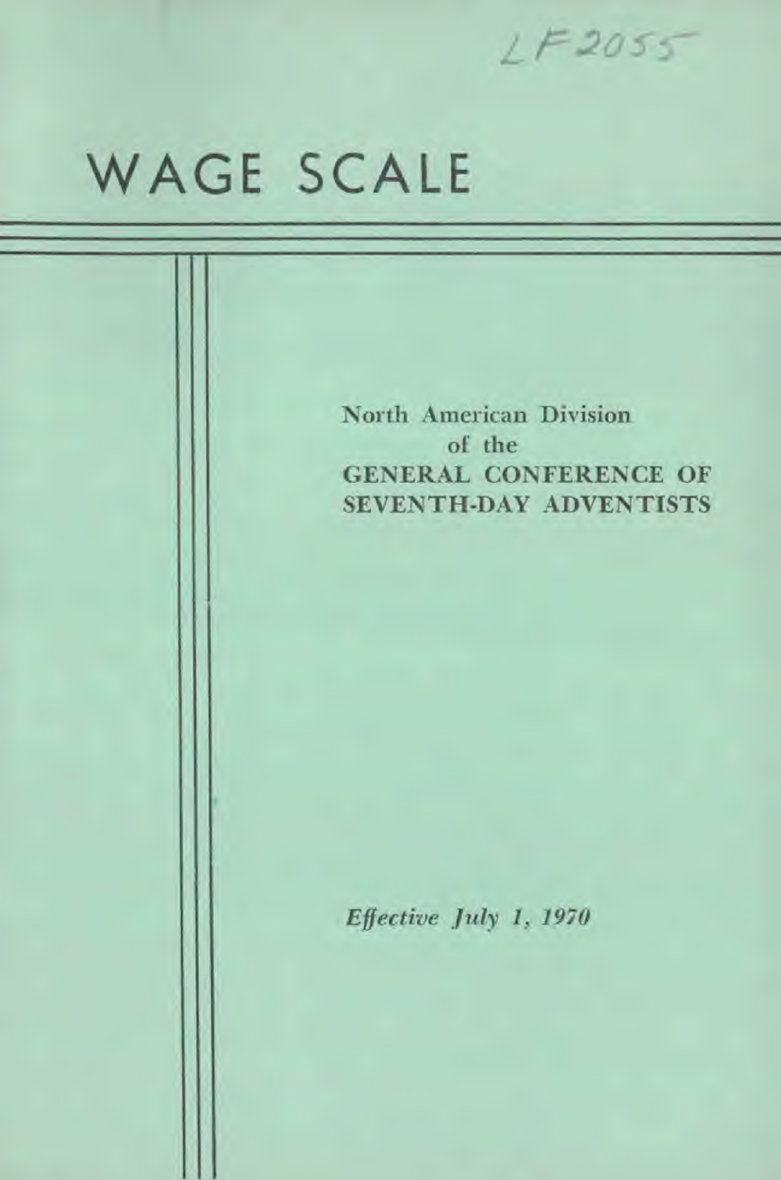LF2055

# WAGE SCALE

North American Division
of the
**GENERAL CONFERENCE OF SEVENTH-DAY ADVENTISTS**

*Effective July 1, 1970*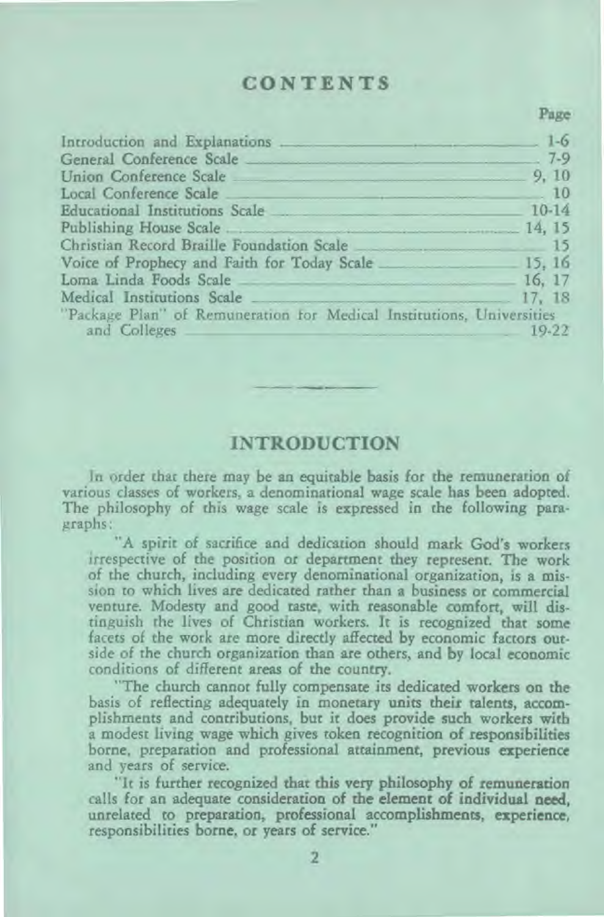# CONTENTS

| | Page |
|---|---|
| Introduction and Explanations | 1-6 |
| General Conference Scale | 7-9 |
| Union Conference Scale | 9, 10 |
| Local Conference Scale | 10 |
| Educational Institutions Scale | 10-14 |
| Publishing House Scale | 14, 15 |
| Christian Record Braille Foundation Scale | 15 |
| Voice of Prophecy and Faith for Today Scale | 15, 16 |
| Loma Linda Foods Scale | 16, 17 |
| Medical Institutions Scale | 17, 18 |
| "Package Plan" of Remuneration for Medical Institutions, Universities and Colleges | 19-22 |

# INTRODUCTION

In order that there may be an equitable basis for the remuneration of various classes of workers, a denominational wage scale has been adopted. The philosophy of this wage scale is expressed in the following paragraphs:

"A spirit of sacrifice and dedication should mark God's workers irrespective of the position or department they represent. The work of the church, including every denominational organization, is a mission to which lives are dedicated rather than a business or commercial venture. Modesty and good taste, with reasonable comfort, will distinguish the lives of Christian workers. It is recognized that some facets of the work are more directly affected by economic factors outside of the church organization than are others, and by local economic conditions of different areas of the country.

"The church cannot fully compensate its dedicated workers on the basis of reflecting adequately in monetary units their talents, accomplishments and contributions, but it does provide such workers with a modest living wage which gives token recognition of responsibilities borne, preparation and professional attainment, previous experience and years of service.

"It is further recognized that this very philosophy of remuneration calls for an adequate consideration of the element of individual need, unrelated to preparation, professional accomplishments, experience, responsibilities borne, or years of service."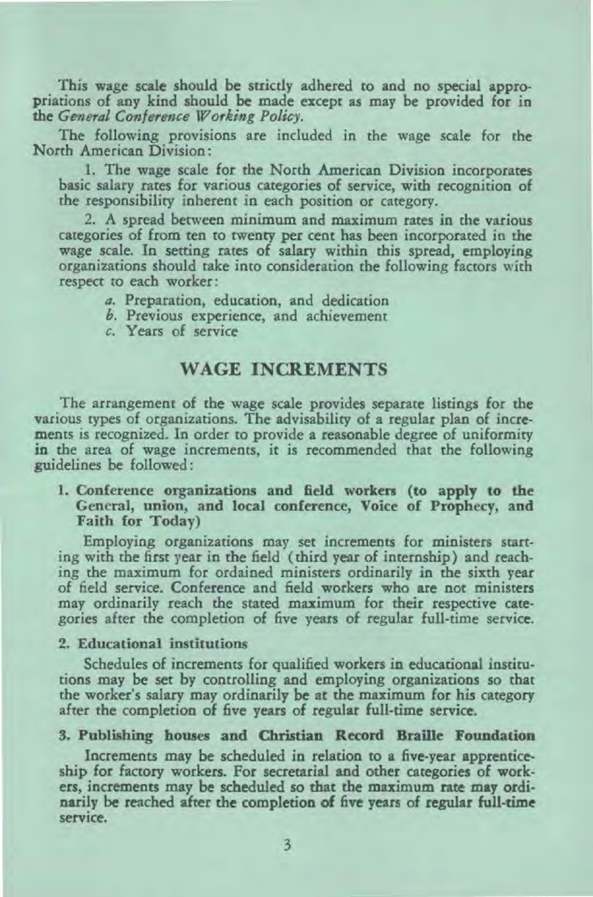This wage scale should be strictly adhered to and no special appropriations of any kind should be made except as may be provided for in the *General Conference Working Policy.*

The following provisions are included in the wage scale for the North American Division:

1. The wage scale for the North American Division incorporates basic salary rates for various categories of service, with recognition of the responsibility inherent in each position or category.

2. A spread between minimum and maximum rates in the various categories of from ten to twenty per cent has been incorporated in the wage scale. In setting rates of salary within this spread, employing organizations should take into consideration the following factors with respect to each worker:

   *a.* Preparation, education, and dedication
   *b.* Previous experience, and achievement
   *c.* Years of service

## WAGE INCREMENTS

The arrangement of the wage scale provides separate listings for the various types of organizations. The advisability of a regular plan of increments is recognized. In order to provide a reasonable degree of uniformity in the area of wage increments, it is recommended that the following guidelines be followed:

**1. Conference organizations and field workers (to apply to the General, union, and local conference, Voice of Prophecy, and Faith for Today)**

Employing organizations may set increments for ministers starting with the first year in the field (third year of internship) and reaching the maximum for ordained ministers ordinarily in the sixth year of field service. Conference and field workers who are not ministers may ordinarily reach the stated maximum for their respective categories after the completion of five years of regular full-time service.

**2. Educational institutions**

Schedules of increments for qualified workers in educational institutions may be set by controlling and employing organizations so that the worker's salary may ordinarily be at the maximum for his category after the completion of five years of regular full-time service.

**3. Publishing houses and Christian Record Braille Foundation**

Increments may be scheduled in relation to a five-year apprenticeship for factory workers. For secretarial and other categories of workers, increments may be scheduled so that the maximum rate may ordinarily be reached after the completion of five years of regular full-time service.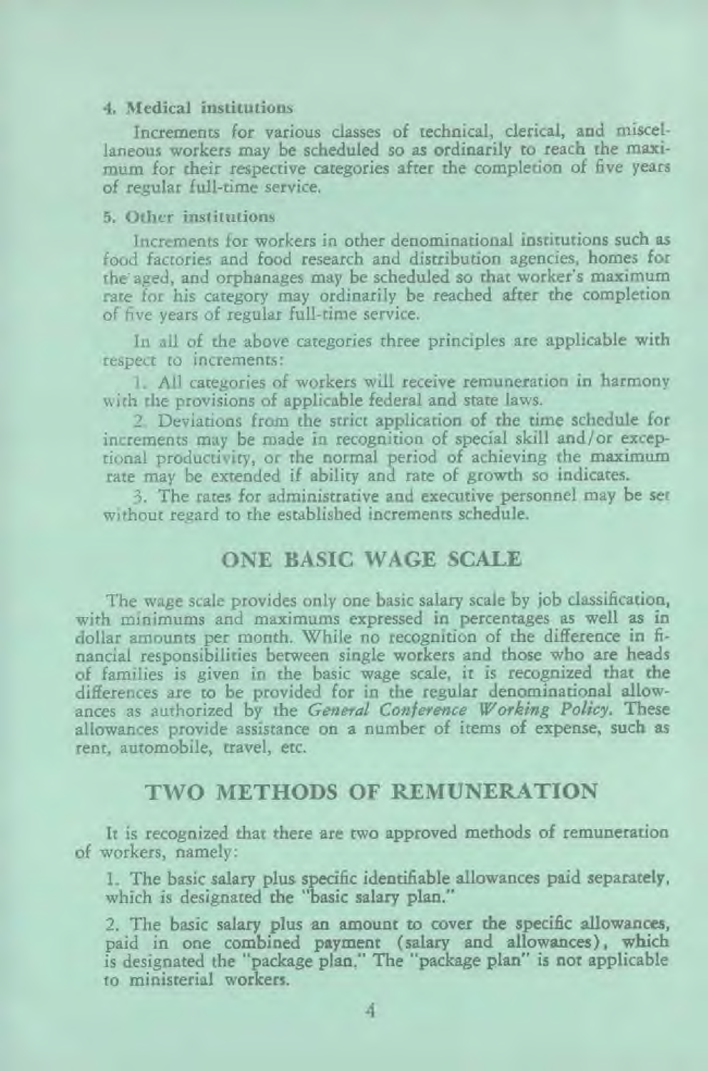#### 4. Medical institutions

Increments for various classes of technical, clerical, and miscellaneous workers may be scheduled so as ordinarily to reach the maximum for their respective categories after the completion of five years of regular full-time service.

#### 5. Other institutions

Increments for workers in other denominational institutions such as food factories and food research and distribution agencies, homes for the aged, and orphanages may be scheduled so that worker's maximum rate for his category may ordinarily be reached after the completion of five years of regular full-time service.

In all of the above categories three principles are applicable with respect to increments:

1. All categories of workers will receive remuneration in harmony with the provisions of applicable federal and state laws.

2. Deviations from the strict application of the time schedule for increments may be made in recognition of special skill and/or exceptional productivity, or the normal period of achieving the maximum rate may be extended if ability and rate of growth so indicates.

3. The rates for administrative and executive personnel may be set without regard to the established increments schedule.

## ONE BASIC WAGE SCALE

The wage scale provides only one basic salary scale by job classification, with minimums and maximums expressed in percentages as well as in dollar amounts per month. While no recognition of the difference in financial responsibilities between single workers and those who are heads of families is given in the basic wage scale, it is recognized that the differences are to be provided for in the regular denominational allowances as authorized by the *General Conference Working Policy*. These allowances provide assistance on a number of items of expense, such as rent, automobile, travel, etc.

## TWO METHODS OF REMUNERATION

It is recognized that there are two approved methods of remuneration of workers, namely:

1. The basic salary plus specific identifiable allowances paid separately, which is designated the "basic salary plan."

2. The basic salary plus an amount to cover the specific allowances, paid in one combined payment (salary and allowances), which is designated the "package plan." The "package plan" is not applicable to ministerial workers.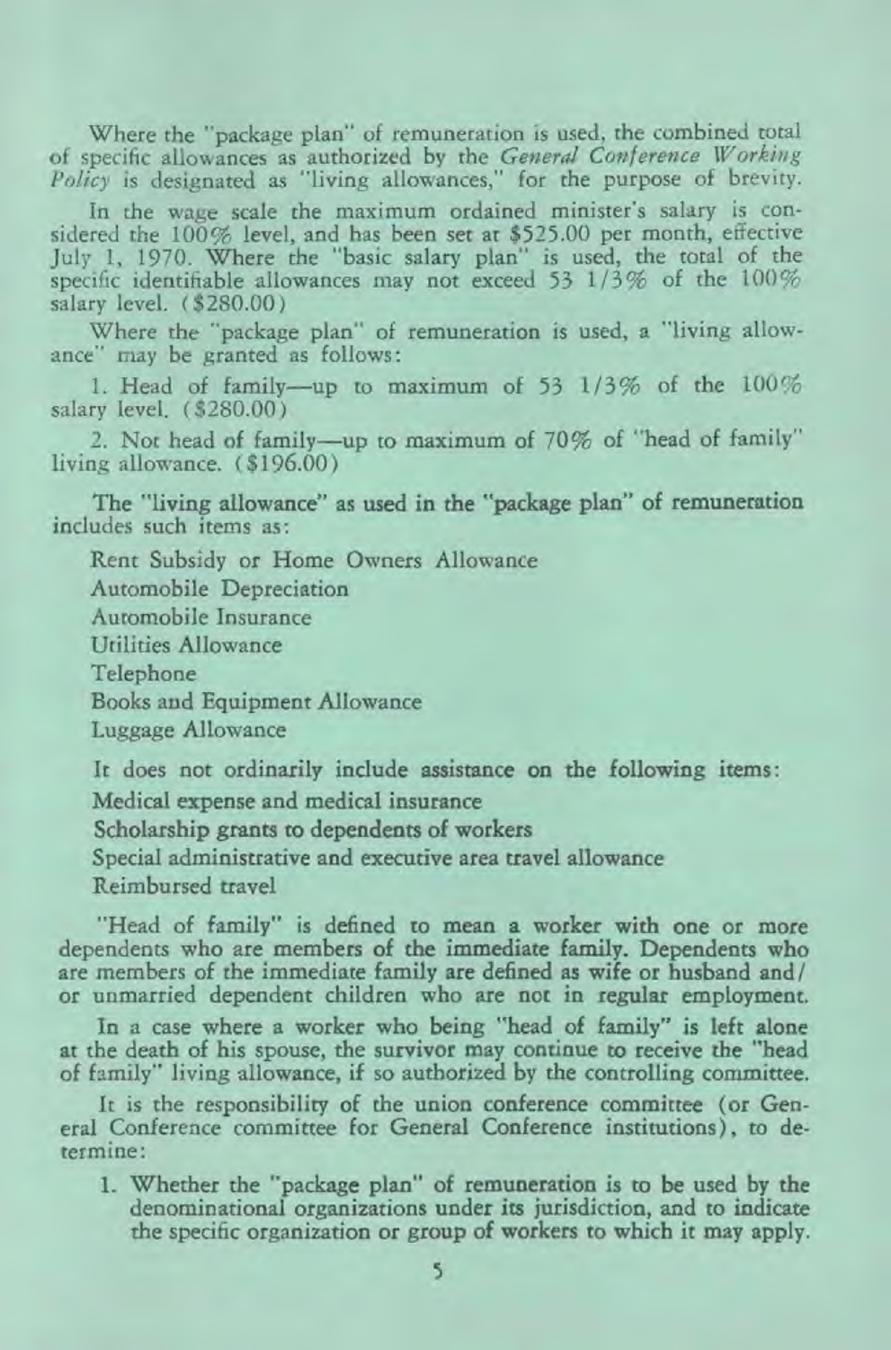Where the "package plan" of remuneration is used, the combined total of specific allowances as authorized by the *General Conference Working Policy* is designated as "living allowances," for the purpose of brevity.

In the wage scale the maximum ordained minister's salary is considered the 100% level, and has been set at $525.00 per month, effective July 1, 1970. Where the "basic salary plan" is used, the total of the specific identifiable allowances may not exceed 53 1/3% of the 100% salary level. ($280.00)

Where the "package plan" of remuneration is used, a "living allowance" may be granted as follows:

1. Head of family—up to maximum of 53 1/3% of the 100% salary level. ($280.00)

2. Not head of family—up to maximum of 70% of "head of family" living allowance. ($196.00)

The "living allowance" as used in the "package plan" of remuneration includes such items as:

Rent Subsidy or Home Owners Allowance
Automobile Depreciation
Automobile Insurance
Utilities Allowance
Telephone
Books and Equipment Allowance
Luggage Allowance

It does not ordinarily include assistance on the following items:

Medical expense and medical insurance
Scholarship grants to dependents of workers
Special administrative and executive area travel allowance
Reimbursed travel

"Head of family" is defined to mean a worker with one or more dependents who are members of the immediate family. Dependents who are members of the immediate family are defined as wife or husband and/or unmarried dependent children who are not in regular employment.

In a case where a worker who being "head of family" is left alone at the death of his spouse, the survivor may continue to receive the "head of family" living allowance, if so authorized by the controlling committee.

It is the responsibility of the union conference committee (or General Conference committee for General Conference institutions), to determine:

1. Whether the "package plan" of remuneration is to be used by the denominational organizations under its jurisdiction, and to indicate the specific organization or group of workers to which it may apply.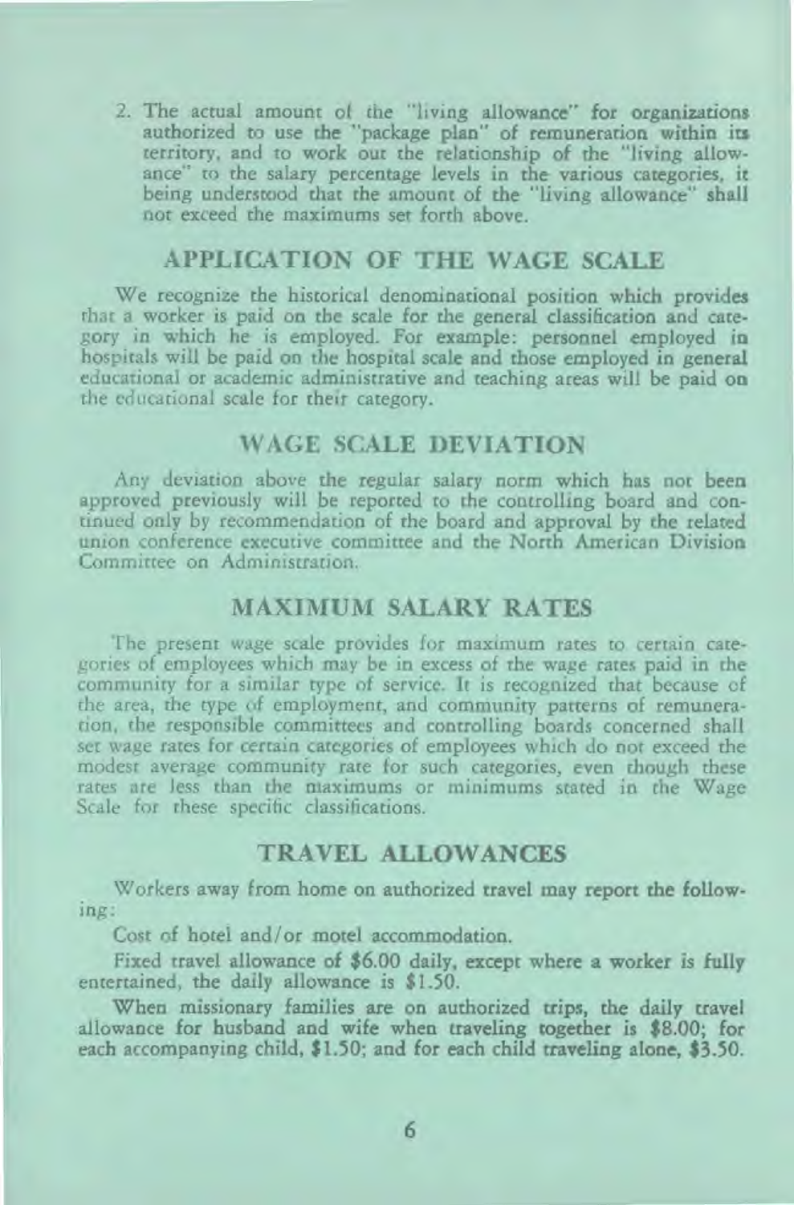2. The actual amount of the "living allowance" for organizations authorized to use the "package plan" of remuneration within its territory, and to work out the relationship of the "living allowance" to the salary percentage levels in the various categories, it being understood that the amount of the "living allowance" shall not exceed the maximums set forth above.

## APPLICATION OF THE WAGE SCALE

We recognize the historical denominational position which provides that a worker is paid on the scale for the general classification and category in which he is employed. For example: personnel employed in hospitals will be paid on the hospital scale and those employed in general educational or academic administrative and teaching areas will be paid on the educational scale for their category.

## WAGE SCALE DEVIATION

Any deviation above the regular salary norm which has not been approved previously will be reported to the controlling board and continued only by recommendation of the board and approval by the related union conference executive committee and the North American Division Committee on Administration.

## MAXIMUM SALARY RATES

The present wage scale provides for maximum rates to certain categories of employees which may be in excess of the wage rates paid in the community for a similar type of service. It is recognized that because of the area, the type of employment, and community patterns of remuneration, the responsible committees and controlling boards concerned shall set wage rates for certain categories of employees which do not exceed the modest average community rate for such categories, even though these rates are less than the maximums or minimums stated in the Wage Scale for these specific classifications.

## TRAVEL ALLOWANCES

Workers away from home on authorized travel may report the following:

Cost of hotel and/or motel accommodation.

Fixed travel allowance of $6.00 daily, except where a worker is fully entertained, the daily allowance is $1.50.

When missionary families are on authorized trips, the daily travel allowance for husband and wife when traveling together is $8.00; for each accompanying child, $1.50; and for each child traveling alone, $3.50.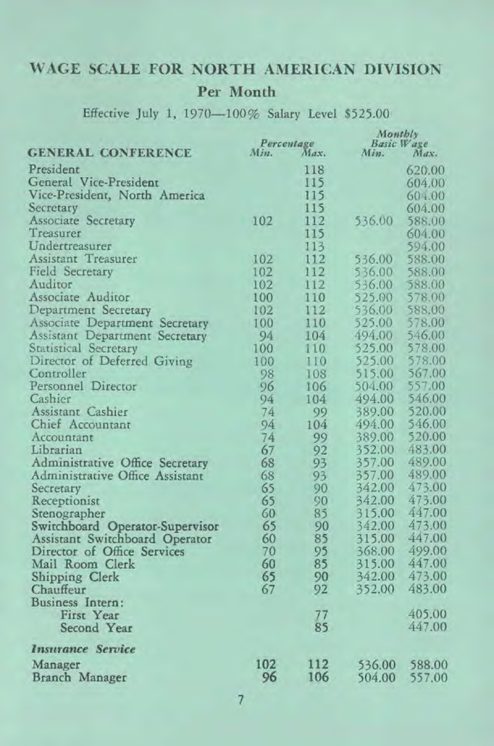## WAGE SCALE FOR NORTH AMERICAN DIVISION

### Per Month

Effective July 1, 1970—100% Salary Level $525.00

| GENERAL CONFERENCE | Percentage Min. | Percentage Max. | Monthly Basic Wage Min. | Monthly Basic Wage Max. |
|---|---|---|---|---|
| President | | 118 | | 620.00 |
| General Vice-President | | 115 | | 604.00 |
| Vice-President, North America | | 115 | | 604.00 |
| Secretary | | 115 | | 604.00 |
| Associate Secretary | 102 | 112 | 536.00 | 588.00 |
| Treasurer | | 115 | | 604.00 |
| Undertreasurer | | 113 | | 594.00 |
| Assistant Treasurer | 102 | 112 | 536.00 | 588.00 |
| Field Secretary | 102 | 112 | 536.00 | 588.00 |
| Auditor | 102 | 112 | 536.00 | 588.00 |
| Associate Auditor | 100 | 110 | 525.00 | 578.00 |
| Department Secretary | 102 | 112 | 536.00 | 588.00 |
| Associate Department Secretary | 100 | 110 | 525.00 | 578.00 |
| Assistant Department Secretary | 94 | 104 | 494.00 | 546.00 |
| Statistical Secretary | 100 | 110 | 525.00 | 578.00 |
| Director of Deferred Giving | 100 | 110 | 525.00 | 578.00 |
| Controller | 98 | 108 | 515.00 | 567.00 |
| Personnel Director | 96 | 106 | 504.00 | 557.00 |
| Cashier | 94 | 104 | 494.00 | 546.00 |
| Assistant Cashier | 74 | 99 | 389.00 | 520.00 |
| Chief Accountant | 94 | 104 | 494.00 | 546.00 |
| Accountant | 74 | 99 | 389.00 | 520.00 |
| Librarian | 67 | 92 | 352.00 | 483.00 |
| Administrative Office Secretary | 68 | 93 | 357.00 | 489.00 |
| Administrative Office Assistant | 68 | 93 | 357.00 | 489.00 |
| Secretary | 65 | 90 | 342.00 | 473.00 |
| Receptionist | 65 | 90 | 342.00 | 473.00 |
| Stenographer | 60 | 85 | 315.00 | 447.00 |
| Switchboard Operator-Supervisor | 65 | 90 | 342.00 | 473.00 |
| Assistant Switchboard Operator | 60 | 85 | 315.00 | 447.00 |
| Director of Office Services | 70 | 95 | 368.00 | 499.00 |
| Mail Room Clerk | 60 | 85 | 315.00 | 447.00 |
| Shipping Clerk | 65 | 90 | 342.00 | 473.00 |
| Chauffeur | 67 | 92 | 352.00 | 483.00 |
| Business Intern: | | | | |
| First Year | | 77 | | 405.00 |
| Second Year | | 85 | | 447.00 |
| ***Insurance Service*** | | | | |
| Manager | 102 | 112 | 536.00 | 588.00 |
| Branch Manager | 96 | 106 | 504.00 | 557.00 |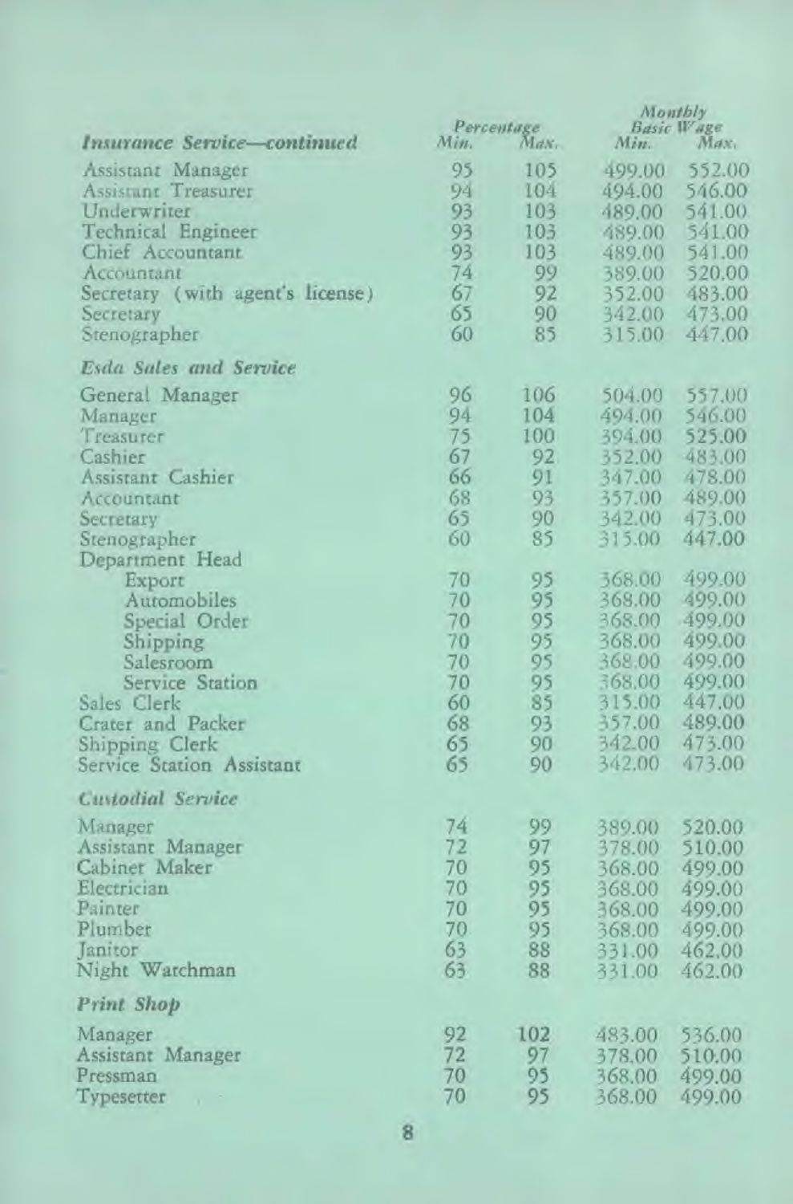| *Insurance Service—continued* | Percentage Min. | Percentage Max. | Monthly Basic Wage Min. | Monthly Basic Wage Max. |
|---|---|---|---|---|
| Assistant Manager | 95 | 105 | 499.00 | 552.00 |
| Assistant Treasurer | 94 | 104 | 494.00 | 546.00 |
| Underwriter | 93 | 103 | 489.00 | 541.00 |
| Technical Engineer | 93 | 103 | 489.00 | 541.00 |
| Chief Accountant | 93 | 103 | 489.00 | 541.00 |
| Accountant | 74 | 99 | 389.00 | 520.00 |
| Secretary (with agent's license) | 67 | 92 | 352.00 | 483.00 |
| Secretary | 65 | 90 | 342.00 | 473.00 |
| Stenographer | 60 | 85 | 315.00 | 447.00 |
| ***Esda Sales and Service*** | | | | |
| General Manager | 96 | 106 | 504.00 | 557.00 |
| Manager | 94 | 104 | 494.00 | 546.00 |
| Treasurer | 75 | 100 | 394.00 | 525.00 |
| Cashier | 67 | 92 | 352.00 | 483.00 |
| Assistant Cashier | 66 | 91 | 347.00 | 478.00 |
| Accountant | 68 | 93 | 357.00 | 489.00 |
| Secretary | 65 | 90 | 342.00 | 473.00 |
| Stenographer | 60 | 85 | 315.00 | 447.00 |
| Department Head | | | | |
| Export | 70 | 95 | 368.00 | 499.00 |
| Automobiles | 70 | 95 | 368.00 | 499.00 |
| Special Order | 70 | 95 | 368.00 | 499.00 |
| Shipping | 70 | 95 | 368.00 | 499.00 |
| Salesroom | 70 | 95 | 368.00 | 499.00 |
| Service Station | 70 | 95 | 368.00 | 499.00 |
| Sales Clerk | 60 | 85 | 315.00 | 447.00 |
| Crater and Packer | 68 | 93 | 357.00 | 489.00 |
| Shipping Clerk | 65 | 90 | 342.00 | 473.00 |
| Service Station Assistant | 65 | 90 | 342.00 | 473.00 |
| ***Custodial Service*** | | | | |
| Manager | 74 | 99 | 389.00 | 520.00 |
| Assistant Manager | 72 | 97 | 378.00 | 510.00 |
| Cabinet Maker | 70 | 95 | 368.00 | 499.00 |
| Electrician | 70 | 95 | 368.00 | 499.00 |
| Painter | 70 | 95 | 368.00 | 499.00 |
| Plumber | 70 | 95 | 368.00 | 499.00 |
| Janitor | 63 | 88 | 331.00 | 462.00 |
| Night Watchman | 63 | 88 | 331.00 | 462.00 |
| ***Print Shop*** | | | | |
| Manager | 92 | 102 | 483.00 | 536.00 |
| Assistant Manager | 72 | 97 | 378.00 | 510.00 |
| Pressman | 70 | 95 | 368.00 | 499.00 |
| Typesetter | 70 | 95 | 368.00 | 499.00 |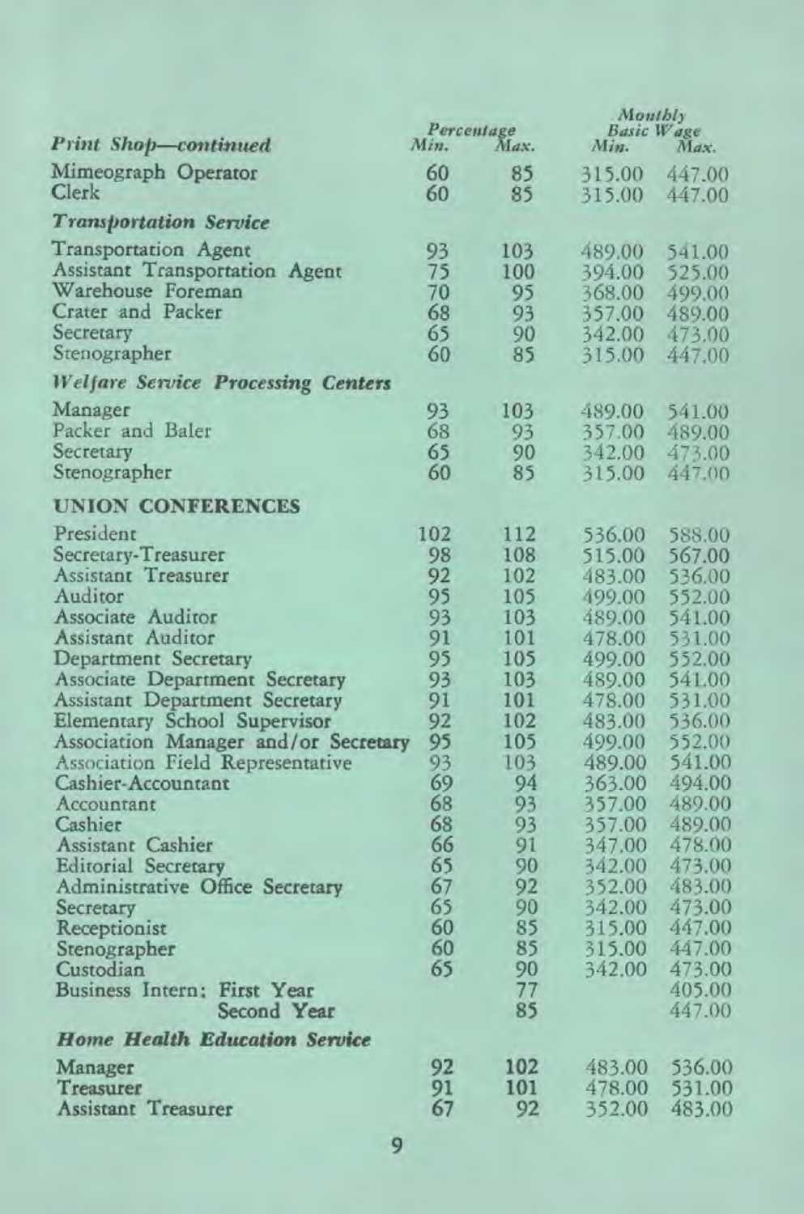| *Print Shop—continued* | Percentage Min. | Percentage Max. | Monthly Basic Wage Min. | Monthly Basic Wage Max. |
|---|---|---|---|---|
| Mimeograph Operator | 60 | 85 | 315.00 | 447.00 |
| Clerk | 60 | 85 | 315.00 | 447.00 |
| ***Transportation Service*** | | | | |
| Transportation Agent | 93 | 103 | 489.00 | 541.00 |
| Assistant Transportation Agent | 75 | 100 | 394.00 | 525.00 |
| Warehouse Foreman | 70 | 95 | 368.00 | 499.00 |
| Crater and Packer | 68 | 93 | 357.00 | 489.00 |
| Secretary | 65 | 90 | 342.00 | 473.00 |
| Stenographer | 60 | 85 | 315.00 | 447.00 |
| ***Welfare Service Processing Centers*** | | | | |
| Manager | 93 | 103 | 489.00 | 541.00 |
| Packer and Baler | 68 | 93 | 357.00 | 489.00 |
| Secretary | 65 | 90 | 342.00 | 473.00 |
| Stenographer | 60 | 85 | 315.00 | 447.00 |
| **UNION CONFERENCES** | | | | |
| President | 102 | 112 | 536.00 | 588.00 |
| Secretary-Treasurer | 98 | 108 | 515.00 | 567.00 |
| Assistant Treasurer | 92 | 102 | 483.00 | 536.00 |
| Auditor | 95 | 105 | 499.00 | 552.00 |
| Associate Auditor | 93 | 103 | 489.00 | 541.00 |
| Assistant Auditor | 91 | 101 | 478.00 | 531.00 |
| Department Secretary | 95 | 105 | 499.00 | 552.00 |
| Associate Department Secretary | 93 | 103 | 489.00 | 541.00 |
| Assistant Department Secretary | 91 | 101 | 478.00 | 531.00 |
| Elementary School Supervisor | 92 | 102 | 483.00 | 536.00 |
| Association Manager and/or Secretary | 95 | 105 | 499.00 | 552.00 |
| Association Field Representative | 93 | 103 | 489.00 | 541.00 |
| Cashier-Accountant | 69 | 94 | 363.00 | 494.00 |
| Accountant | 68 | 93 | 357.00 | 489.00 |
| Cashier | 68 | 93 | 357.00 | 489.00 |
| Assistant Cashier | 66 | 91 | 347.00 | 478.00 |
| Editorial Secretary | 65 | 90 | 342.00 | 473.00 |
| Administrative Office Secretary | 67 | 92 | 352.00 | 483.00 |
| Secretary | 65 | 90 | 342.00 | 473.00 |
| Receptionist | 60 | 85 | 315.00 | 447.00 |
| Stenographer | 60 | 85 | 315.00 | 447.00 |
| Custodian | 65 | 90 | 342.00 | 473.00 |
| Business Intern: First Year | | 77 | | 405.00 |
| Business Intern: Second Year | | 85 | | 447.00 |
| ***Home Health Education Service*** | | | | |
| Manager | 92 | 102 | 483.00 | 536.00 |
| Treasurer | 91 | 101 | 478.00 | 531.00 |
| Assistant Treasurer | 67 | 92 | 352.00 | 483.00 |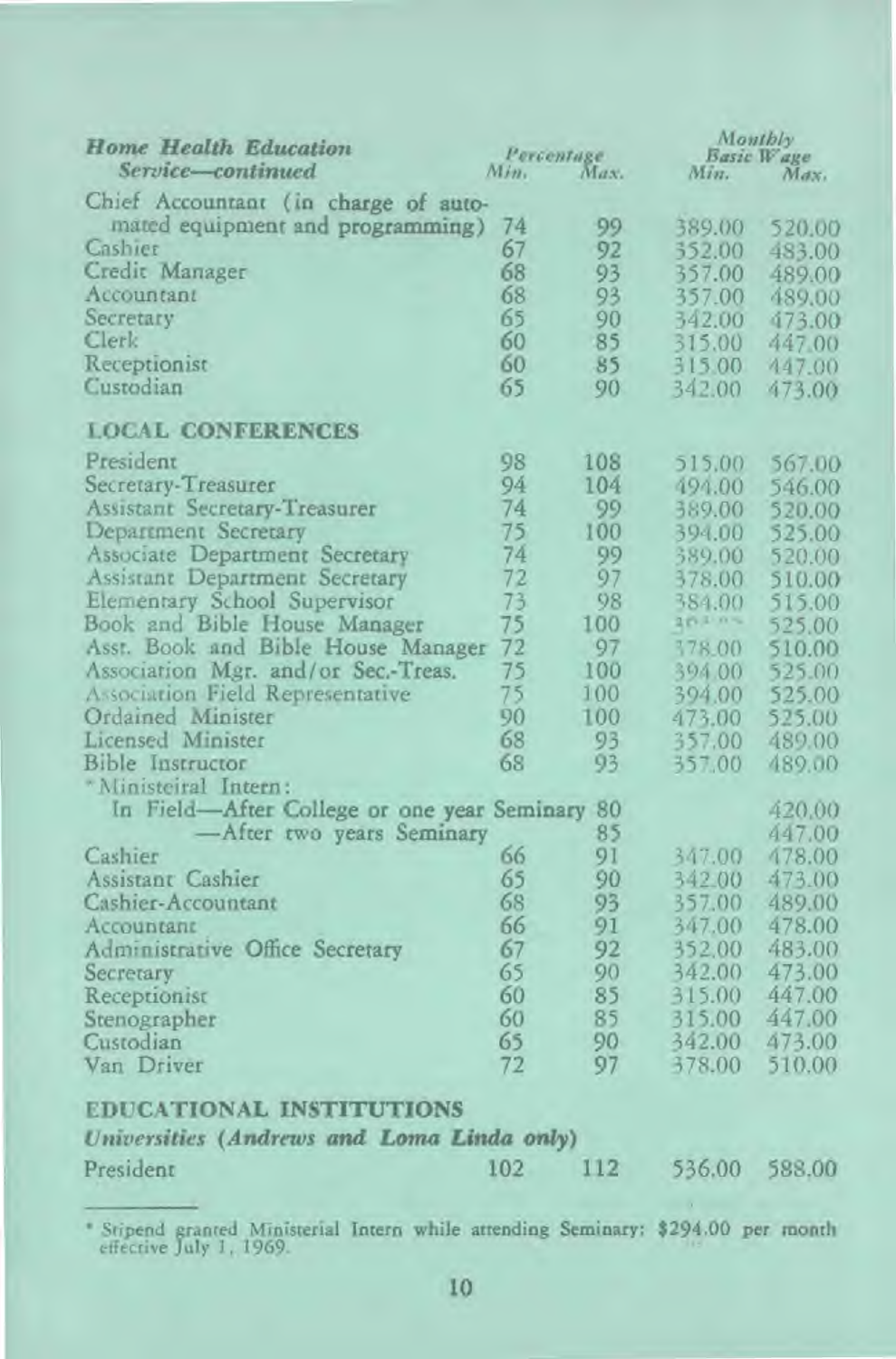| *Home Health Education Service—continued* | *Percentage* | | *Monthly Basic Wage* | |
|---|---|---|---|---|
| | *Min.* | *Max.* | *Min.* | *Max.* |
| Chief Accountant (in charge of automated equipment and programming) | 74 | 99 | 389.00 | 520.00 |
| Cashier | 67 | 92 | 352.00 | 483.00 |
| Credit Manager | 68 | 93 | 357.00 | 489.00 |
| Accountant | 68 | 93 | 357.00 | 489.00 |
| Secretary | 65 | 90 | 342.00 | 473.00 |
| Clerk | 60 | 85 | 315.00 | 447.00 |
| Receptionist | 60 | 85 | 315.00 | 447.00 |
| Custodian | 65 | 90 | 342.00 | 473.00 |
| **LOCAL CONFERENCES** | | | | |
| President | 98 | 108 | 515.00 | 567.00 |
| Secretary-Treasurer | 94 | 104 | 494.00 | 546.00 |
| Assistant Secretary-Treasurer | 74 | 99 | 389.00 | 520.00 |
| Department Secretary | 75 | 100 | 394.00 | 525.00 |
| Associate Department Secretary | 74 | 99 | 389.00 | 520.00 |
| Assistant Department Secretary | 72 | 97 | 378.00 | 510.00 |
| Elementary School Supervisor | 73 | 98 | 384.00 | 515.00 |
| Book and Bible House Manager | 75 | 100 | 394.00 | 525.00 |
| Asst. Book and Bible House Manager | 72 | 97 | 378.00 | 510.00 |
| Association Mgr. and/or Sec.-Treas. | 75 | 100 | 394.00 | 525.00 |
| Association Field Representative | 75 | 100 | 394.00 | 525.00 |
| Ordained Minister | 90 | 100 | 473.00 | 525.00 |
| Licensed Minister | 68 | 93 | 357.00 | 489.00 |
| Bible Instructor | 68 | 93 | 357.00 | 489.00 |
| *Ministeiral Intern: | | | | |
| In Field—After College or one year Seminary | | 80 | | 420.00 |
| —After two years Seminary | | 85 | | 447.00 |
| Cashier | 66 | 91 | 347.00 | 478.00 |
| Assistant Cashier | 65 | 90 | 342.00 | 473.00 |
| Cashier-Accountant | 68 | 93 | 357.00 | 489.00 |
| Accountant | 66 | 91 | 347.00 | 478.00 |
| Administrative Office Secretary | 67 | 92 | 352.00 | 483.00 |
| Secretary | 65 | 90 | 342.00 | 473.00 |
| Receptionist | 60 | 85 | 315.00 | 447.00 |
| Stenographer | 60 | 85 | 315.00 | 447.00 |
| Custodian | 65 | 90 | 342.00 | 473.00 |
| Van Driver | 72 | 97 | 378.00 | 510.00 |
| **EDUCATIONAL INSTITUTIONS** | | | | |
| ***Universities (Andrews and Loma Linda only)*** | | | | |
| President | 102 | 112 | 536.00 | 588.00 |

\* Stipend granted Ministerial Intern while attending Seminary: $294.00 per month effective July 1, 1969.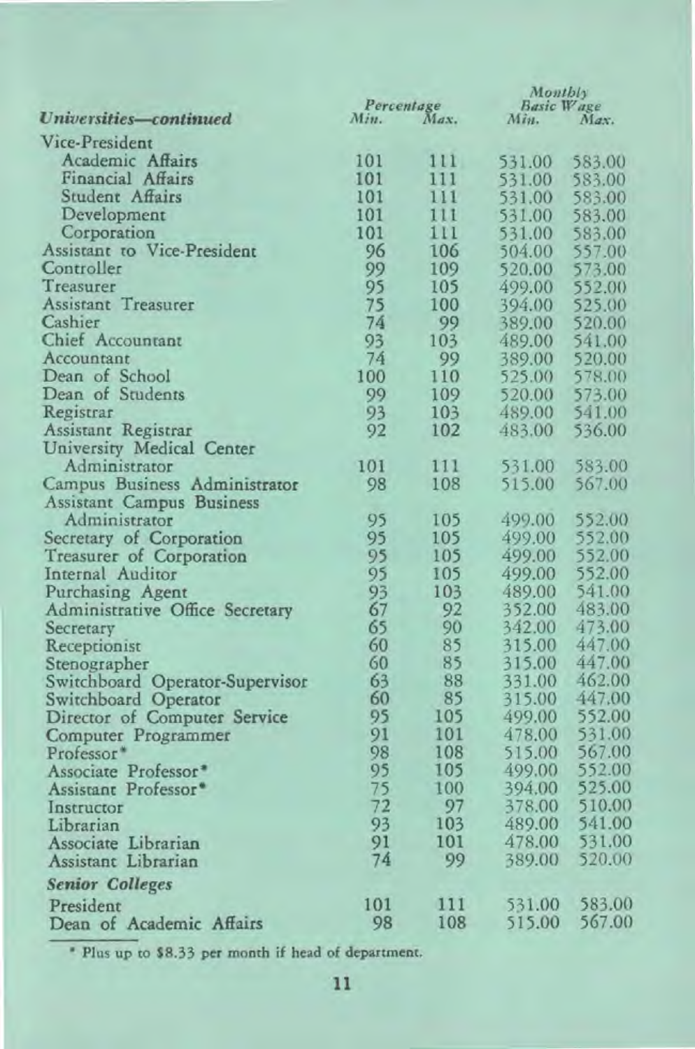| *Universities—continued* | Percentage Min. | Max. | Monthly Basic Wage Min. | Max. |
|---|---|---|---|---|
| Vice-President | | | | |
| Academic Affairs | 101 | 111 | 531.00 | 583.00 |
| Financial Affairs | 101 | 111 | 531.00 | 583.00 |
| Student Affairs | 101 | 111 | 531.00 | 583.00 |
| Development | 101 | 111 | 531.00 | 583.00 |
| Corporation | 101 | 111 | 531.00 | 583.00 |
| Assistant to Vice-President | 96 | 106 | 504.00 | 557.00 |
| Controller | 99 | 109 | 520.00 | 573.00 |
| Treasurer | 95 | 105 | 499.00 | 552.00 |
| Assistant Treasurer | 75 | 100 | 394.00 | 525.00 |
| Cashier | 74 | 99 | 389.00 | 520.00 |
| Chief Accountant | 93 | 103 | 489.00 | 541.00 |
| Accountant | 74 | 99 | 389.00 | 520.00 |
| Dean of School | 100 | 110 | 525.00 | 578.00 |
| Dean of Students | 99 | 109 | 520.00 | 573.00 |
| Registrar | 93 | 103 | 489.00 | 541.00 |
| Assistant Registrar | 92 | 102 | 483.00 | 536.00 |
| University Medical Center Administrator | 101 | 111 | 531.00 | 583.00 |
| Campus Business Administrator | 98 | 108 | 515.00 | 567.00 |
| Assistant Campus Business Administrator | 95 | 105 | 499.00 | 552.00 |
| Secretary of Corporation | 95 | 105 | 499.00 | 552.00 |
| Treasurer of Corporation | 95 | 105 | 499.00 | 552.00 |
| Internal Auditor | 95 | 105 | 499.00 | 552.00 |
| Purchasing Agent | 93 | 103 | 489.00 | 541.00 |
| Administrative Office Secretary | 67 | 92 | 352.00 | 483.00 |
| Secretary | 65 | 90 | 342.00 | 473.00 |
| Receptionist | 60 | 85 | 315.00 | 447.00 |
| Stenographer | 60 | 85 | 315.00 | 447.00 |
| Switchboard Operator-Supervisor | 63 | 88 | 331.00 | 462.00 |
| Switchboard Operator | 60 | 85 | 315.00 | 447.00 |
| Director of Computer Service | 95 | 105 | 499.00 | 552.00 |
| Computer Programmer | 91 | 101 | 478.00 | 531.00 |
| Professor* | 98 | 108 | 515.00 | 567.00 |
| Associate Professor* | 95 | 105 | 499.00 | 552.00 |
| Assistant Professor* | 75 | 100 | 394.00 | 525.00 |
| Instructor | 72 | 97 | 378.00 | 510.00 |
| Librarian | 93 | 103 | 489.00 | 541.00 |
| Associate Librarian | 91 | 101 | 478.00 | 531.00 |
| Assistant Librarian | 74 | 99 | 389.00 | 520.00 |
| ***Senior Colleges*** | | | | |
| President | 101 | 111 | 531.00 | 583.00 |
| Dean of Academic Affairs | 98 | 108 | 515.00 | 567.00 |

* Plus up to $8.33 per month if head of department.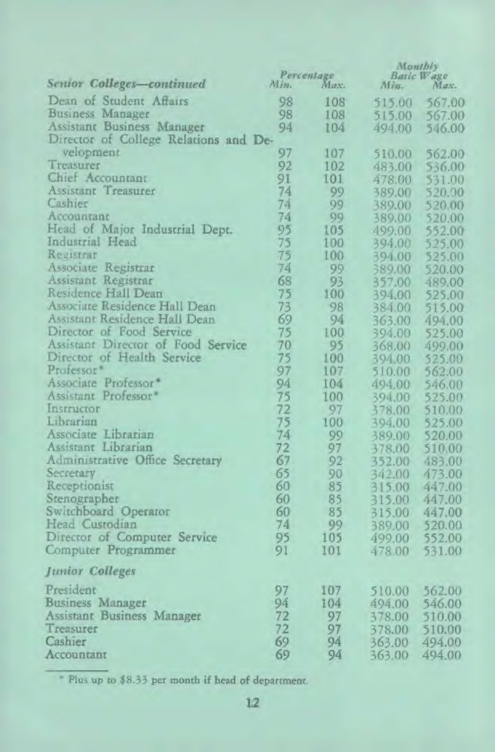| Senior Colleges—continued | Percentage Min. | Percentage Max. | Monthly Basic Wage Min. | Monthly Basic Wage Max. |
|---|---|---|---|---|
| Dean of Student Affairs | 98 | 108 | 515.00 | 567.00 |
| Business Manager | 98 | 108 | 515.00 | 567.00 |
| Assistant Business Manager | 94 | 104 | 494.00 | 546.00 |
| Director of College Relations and Development | 97 | 107 | 510.00 | 562.00 |
| Treasurer | 92 | 102 | 483.00 | 536.00 |
| Chief Accountant | 91 | 101 | 478.00 | 531.00 |
| Assistant Treasurer | 74 | 99 | 389.00 | 520.00 |
| Cashier | 74 | 99 | 389.00 | 520.00 |
| Accountant | 74 | 99 | 389.00 | 520.00 |
| Head of Major Industrial Dept. | 95 | 105 | 499.00 | 552.00 |
| Industrial Head | 75 | 100 | 394.00 | 525.00 |
| Registrar | 75 | 100 | 394.00 | 525.00 |
| Associate Registrar | 74 | 99 | 389.00 | 520.00 |
| Assistant Registrar | 68 | 93 | 357.00 | 489.00 |
| Residence Hall Dean | 75 | 100 | 394.00 | 525.00 |
| Associate Residence Hall Dean | 73 | 98 | 384.00 | 515.00 |
| Assistant Residence Hall Dean | 69 | 94 | 363.00 | 494.00 |
| Director of Food Service | 75 | 100 | 394.00 | 525.00 |
| Assistant Director of Food Service | 70 | 95 | 368.00 | 499.00 |
| Director of Health Service | 75 | 100 | 394.00 | 525.00 |
| Professor* | 97 | 107 | 510.00 | 562.00 |
| Associate Professor* | 94 | 104 | 494.00 | 546.00 |
| Assistant Professor* | 75 | 100 | 394.00 | 525.00 |
| Instructor | 72 | 97 | 378.00 | 510.00 |
| Librarian | 75 | 100 | 394.00 | 525.00 |
| Associate Librarian | 74 | 99 | 389.00 | 520.00 |
| Assistant Librarian | 72 | 97 | 378.00 | 510.00 |
| Administrative Office Secretary | 67 | 92 | 352.00 | 483.00 |
| Secretary | 65 | 90 | 342.00 | 473.00 |
| Receptionist | 60 | 85 | 315.00 | 447.00 |
| Stenographer | 60 | 85 | 315.00 | 447.00 |
| Switchboard Operator | 60 | 85 | 315.00 | 447.00 |
| Head Custodian | 74 | 99 | 389.00 | 520.00 |
| Director of Computer Service | 95 | 105 | 499.00 | 552.00 |
| Computer Programmer | 91 | 101 | 478.00 | 531.00 |
| ***Junior Colleges*** | | | | |
| President | 97 | 107 | 510.00 | 562.00 |
| Business Manager | 94 | 104 | 494.00 | 546.00 |
| Assistant Business Manager | 72 | 97 | 378.00 | 510.00 |
| Treasurer | 72 | 97 | 378.00 | 510.00 |
| Cashier | 69 | 94 | 363.00 | 494.00 |
| Accountant | 69 | 94 | 363.00 | 494.00 |

\* Plus up to $8.33 per month if head of department.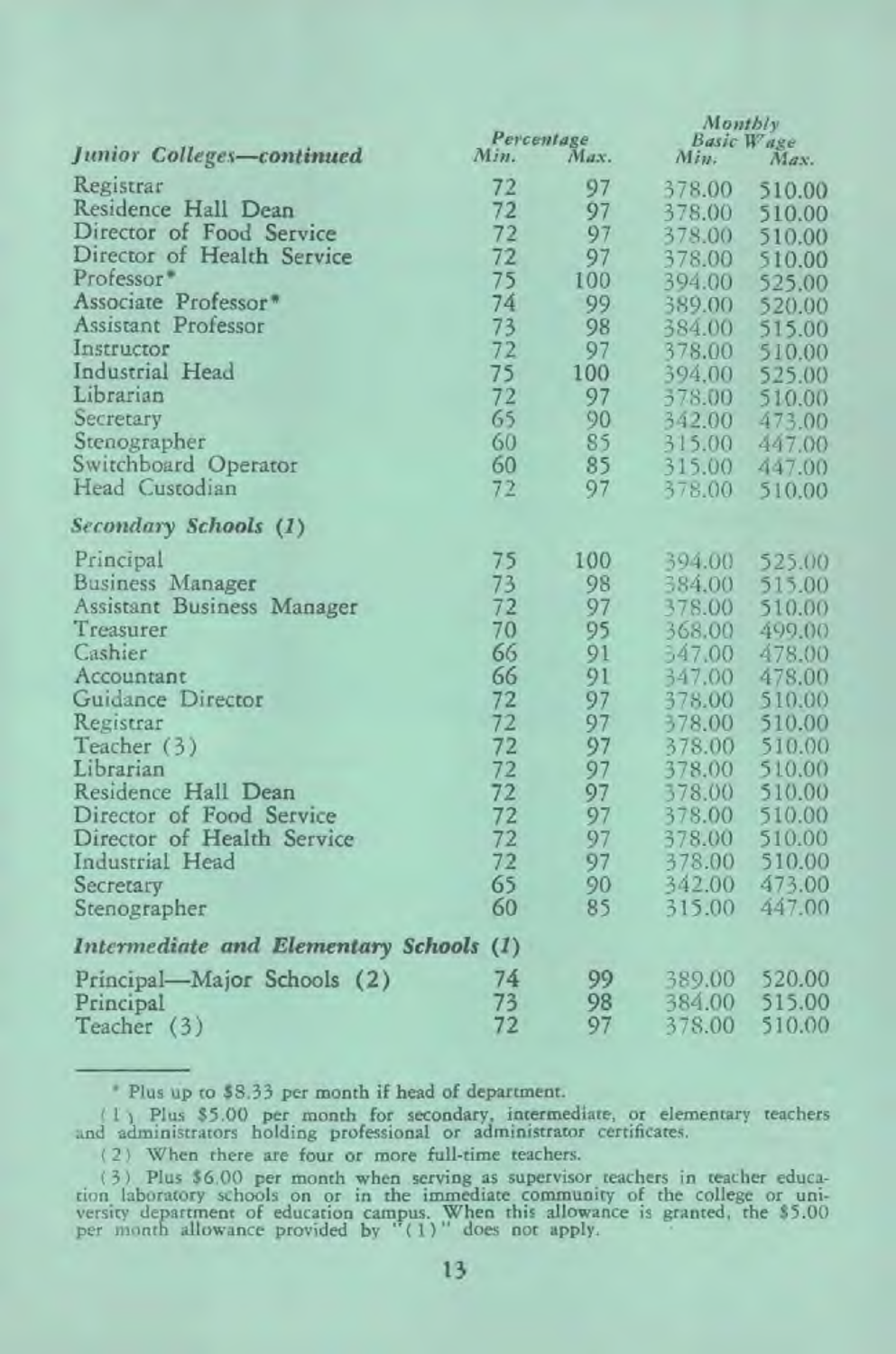| *Junior Colleges—continued* | Percentage Min. | Percentage Max. | Monthly Basic Wage Min. | Monthly Basic Wage Max. |
|---|---|---|---|---|
| Registrar | 72 | 97 | 378.00 | 510.00 |
| Residence Hall Dean | 72 | 97 | 378.00 | 510.00 |
| Director of Food Service | 72 | 97 | 378.00 | 510.00 |
| Director of Health Service | 72 | 97 | 378.00 | 510.00 |
| Professor* | 75 | 100 | 394.00 | 525.00 |
| Associate Professor* | 74 | 99 | 389.00 | 520.00 |
| Assistant Professor | 73 | 98 | 384.00 | 515.00 |
| Instructor | 72 | 97 | 378.00 | 510.00 |
| Industrial Head | 75 | 100 | 394.00 | 525.00 |
| Librarian | 72 | 97 | 378.00 | 510.00 |
| Secretary | 65 | 90 | 342.00 | 473.00 |
| Stenographer | 60 | 85 | 315.00 | 447.00 |
| Switchboard Operator | 60 | 85 | 315.00 | 447.00 |
| Head Custodian | 72 | 97 | 378.00 | 510.00 |
| ***Secondary Schools (1)*** | | | | |
| Principal | 75 | 100 | 394.00 | 525.00 |
| Business Manager | 73 | 98 | 384.00 | 515.00 |
| Assistant Business Manager | 72 | 97 | 378.00 | 510.00 |
| Treasurer | 70 | 95 | 368.00 | 499.00 |
| Cashier | 66 | 91 | 347.00 | 478.00 |
| Accountant | 66 | 91 | 347.00 | 478.00 |
| Guidance Director | 72 | 97 | 378.00 | 510.00 |
| Registrar | 72 | 97 | 378.00 | 510.00 |
| Teacher (3) | 72 | 97 | 378.00 | 510.00 |
| Librarian | 72 | 97 | 378.00 | 510.00 |
| Residence Hall Dean | 72 | 97 | 378.00 | 510.00 |
| Director of Food Service | 72 | 97 | 378.00 | 510.00 |
| Director of Health Service | 72 | 97 | 378.00 | 510.00 |
| Industrial Head | 72 | 97 | 378.00 | 510.00 |
| Secretary | 65 | 90 | 342.00 | 473.00 |
| Stenographer | 60 | 85 | 315.00 | 447.00 |
| ***Intermediate and Elementary Schools (1)*** | | | | |
| Principal—Major Schools (2) | 74 | 99 | 389.00 | 520.00 |
| Principal | 73 | 98 | 384.00 | 515.00 |
| Teacher (3) | 72 | 97 | 378.00 | 510.00 |

\* Plus up to $8.33 per month if head of department.

(1) Plus $5.00 per month for secondary, intermediate, or elementary teachers and administrators holding professional or administrator certificates.

(2) When there are four or more full-time teachers.

(3) Plus $6.00 per month when serving as supervisor teachers in teacher education laboratory schools on or in the immediate community of the college or university department of education campus. When this allowance is granted, the $5.00 per month allowance provided by "(1)" does not apply.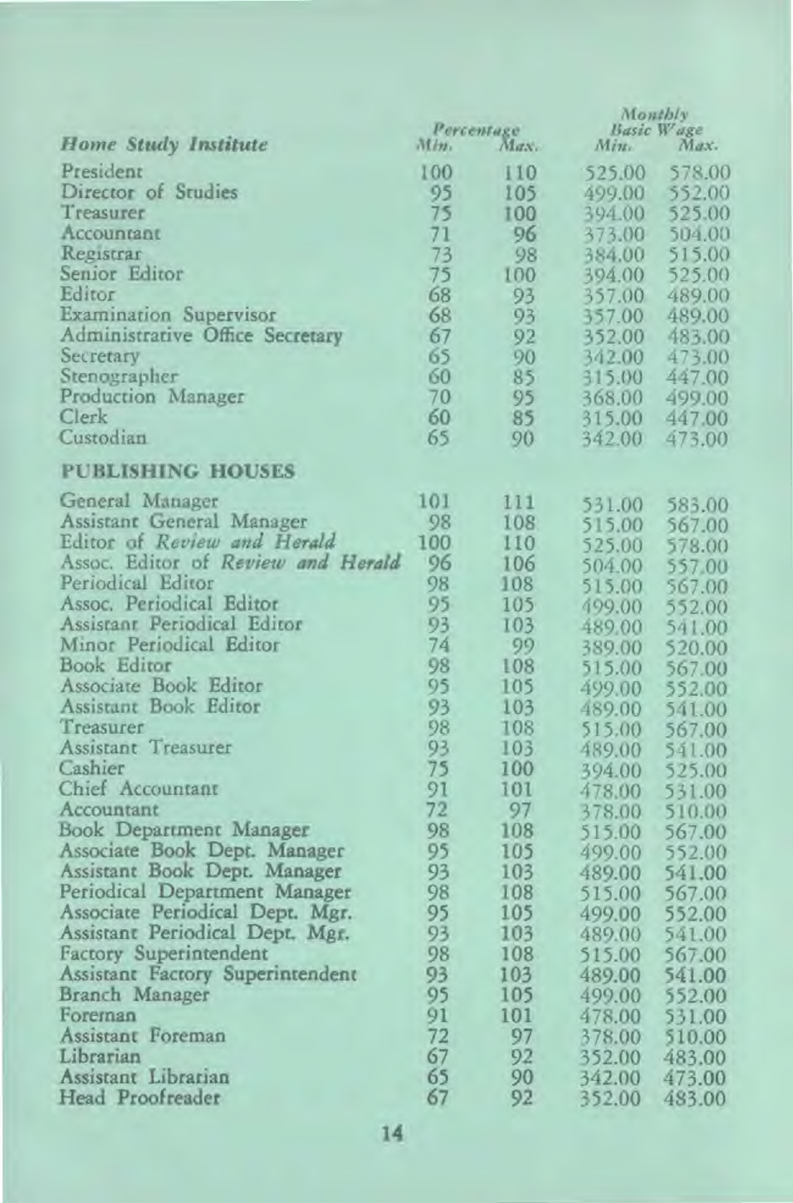| *Home Study Institute* | Percentage Min. | Percentage Max. | Monthly Basic Wage Min. | Monthly Basic Wage Max. |
|---|---|---|---|---|
| President | 100 | 110 | 525.00 | 578.00 |
| Director of Studies | 95 | 105 | 499.00 | 552.00 |
| Treasurer | 75 | 100 | 394.00 | 525.00 |
| Accountant | 71 | 96 | 373.00 | 504.00 |
| Registrar | 73 | 98 | 384.00 | 515.00 |
| Senior Editor | 75 | 100 | 394.00 | 525.00 |
| Editor | 68 | 93 | 357.00 | 489.00 |
| Examination Supervisor | 68 | 93 | 357.00 | 489.00 |
| Administrative Office Secretary | 67 | 92 | 352.00 | 483.00 |
| Secretary | 65 | 90 | 342.00 | 473.00 |
| Stenographer | 60 | 85 | 315.00 | 447.00 |
| Production Manager | 70 | 95 | 368.00 | 499.00 |
| Clerk | 60 | 85 | 315.00 | 447.00 |
| Custodian | 65 | 90 | 342.00 | 473.00 |
| **PUBLISHING HOUSES** | | | | |
| General Manager | 101 | 111 | 531.00 | 583.00 |
| Assistant General Manager | 98 | 108 | 515.00 | 567.00 |
| Editor of *Review and Herald* | 100 | 110 | 525.00 | 578.00 |
| Assoc. Editor of *Review and Herald* | 96 | 106 | 504.00 | 557.00 |
| Periodical Editor | 98 | 108 | 515.00 | 567.00 |
| Assoc. Periodical Editor | 95 | 105 | 499.00 | 552.00 |
| Assistant Periodical Editor | 93 | 103 | 489.00 | 541.00 |
| Minor Periodical Editor | 74 | 99 | 389.00 | 520.00 |
| Book Editor | 98 | 108 | 515.00 | 567.00 |
| Associate Book Editor | 95 | 105 | 499.00 | 552.00 |
| Assistant Book Editor | 93 | 103 | 489.00 | 541.00 |
| Treasurer | 98 | 108 | 515.00 | 567.00 |
| Assistant Treasurer | 93 | 103 | 489.00 | 541.00 |
| Cashier | 75 | 100 | 394.00 | 525.00 |
| Chief Accountant | 91 | 101 | 478.00 | 531.00 |
| Accountant | 72 | 97 | 378.00 | 510.00 |
| Book Department Manager | 98 | 108 | 515.00 | 567.00 |
| Associate Book Dept. Manager | 95 | 105 | 499.00 | 552.00 |
| Assistant Book Dept. Manager | 93 | 103 | 489.00 | 541.00 |
| Periodical Department Manager | 98 | 108 | 515.00 | 567.00 |
| Associate Periodical Dept. Mgr. | 95 | 105 | 499.00 | 552.00 |
| Assistant Periodical Dept. Mgr. | 93 | 103 | 489.00 | 541.00 |
| Factory Superintendent | 98 | 108 | 515.00 | 567.00 |
| Assistant Factory Superintendent | 93 | 103 | 489.00 | 541.00 |
| Branch Manager | 95 | 105 | 499.00 | 552.00 |
| Foreman | 91 | 101 | 478.00 | 531.00 |
| Assistant Foreman | 72 | 97 | 378.00 | 510.00 |
| Librarian | 67 | 92 | 352.00 | 483.00 |
| Assistant Librarian | 65 | 90 | 342.00 | 473.00 |
| Head Proofreader | 67 | 92 | 352.00 | 483.00 |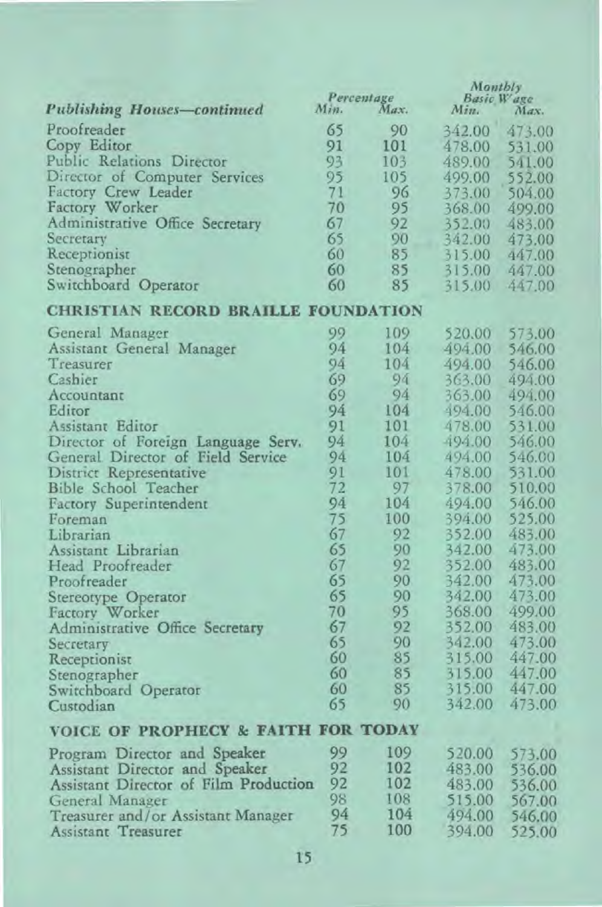| *Publishing Houses—continued* | *Percentage* Min. | Max. | *Monthly Basic Wage* Min. | Max. |
|---|---|---|---|---|
| Proofreader | 65 | 90 | 342.00 | 473.00 |
| Copy Editor | 91 | 101 | 478.00 | 531.00 |
| Public Relations Director | 93 | 103 | 489.00 | 541.00 |
| Director of Computer Services | 95 | 105 | 499.00 | 552.00 |
| Factory Crew Leader | 71 | 96 | 373.00 | 504.00 |
| Factory Worker | 70 | 95 | 368.00 | 499.00 |
| Administrative Office Secretary | 67 | 92 | 352.00 | 483.00 |
| Secretary | 65 | 90 | 342.00 | 473.00 |
| Receptionist | 60 | 85 | 315.00 | 447.00 |
| Stenographer | 60 | 85 | 315.00 | 447.00 |
| Switchboard Operator | 60 | 85 | 315.00 | 447.00 |
| **CHRISTIAN RECORD BRAILLE FOUNDATION** | | | | |
| General Manager | 99 | 109 | 520.00 | 573.00 |
| Assistant General Manager | 94 | 104 | 494.00 | 546.00 |
| Treasurer | 94 | 104 | 494.00 | 546.00 |
| Cashier | 69 | 94 | 363.00 | 494.00 |
| Accountant | 69 | 94 | 363.00 | 494.00 |
| Editor | 94 | 104 | 494.00 | 546.00 |
| Assistant Editor | 91 | 101 | 478.00 | 531.00 |
| Director of Foreign Language Serv. | 94 | 104 | 494.00 | 546.00 |
| General Director of Field Service | 94 | 104 | 494.00 | 546.00 |
| District Representative | 91 | 101 | 478.00 | 531.00 |
| Bible School Teacher | 72 | 97 | 378.00 | 510.00 |
| Factory Superintendent | 94 | 104 | 494.00 | 546.00 |
| Foreman | 75 | 100 | 394.00 | 525.00 |
| Librarian | 67 | 92 | 352.00 | 483.00 |
| Assistant Librarian | 65 | 90 | 342.00 | 473.00 |
| Head Proofreader | 67 | 92 | 352.00 | 483.00 |
| Proofreader | 65 | 90 | 342.00 | 473.00 |
| Stereotype Operator | 65 | 90 | 342.00 | 473.00 |
| Factory Worker | 70 | 95 | 368.00 | 499.00 |
| Administrative Office Secretary | 67 | 92 | 352.00 | 483.00 |
| Secretary | 65 | 90 | 342.00 | 473.00 |
| Receptionist | 60 | 85 | 315.00 | 447.00 |
| Stenographer | 60 | 85 | 315.00 | 447.00 |
| Switchboard Operator | 60 | 85 | 315.00 | 447.00 |
| Custodian | 65 | 90 | 342.00 | 473.00 |
| **VOICE OF PROPHECY & FAITH FOR TODAY** | | | | |
| Program Director and Speaker | 99 | 109 | 520.00 | 573.00 |
| Assistant Director and Speaker | 92 | 102 | 483.00 | 536.00 |
| Assistant Director of Film Production | 92 | 102 | 483.00 | 536.00 |
| General Manager | 98 | 108 | 515.00 | 567.00 |
| Treasurer and/or Assistant Manager | 94 | 104 | 494.00 | 546.00 |
| Assistant Treasurer | 75 | 100 | 394.00 | 525.00 |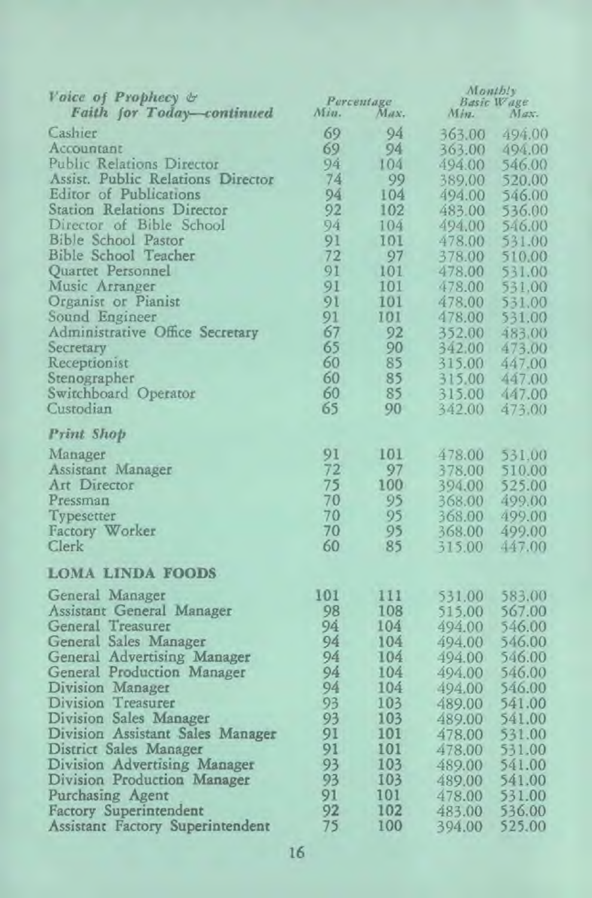| *Voice of Prophecy & Faith for Today—continued* | Percentage Min. | Percentage Max. | Monthly Basic Wage Min. | Monthly Basic Wage Max. |
|---|---|---|---|---|
| Cashier | 69 | 94 | 363.00 | 494.00 |
| Accountant | 69 | 94 | 363.00 | 494.00 |
| Public Relations Director | 94 | 104 | 494.00 | 546.00 |
| Assist. Public Relations Director | 74 | 99 | 389.00 | 520.00 |
| Editor of Publications | 94 | 104 | 494.00 | 546.00 |
| Station Relations Director | 92 | 102 | 483.00 | 536.00 |
| Director of Bible School | 94 | 104 | 494.00 | 546.00 |
| Bible School Pastor | 91 | 101 | 478.00 | 531.00 |
| Bible School Teacher | 72 | 97 | 378.00 | 510.00 |
| Quartet Personnel | 91 | 101 | 478.00 | 531.00 |
| Music Arranger | 91 | 101 | 478.00 | 531.00 |
| Organist or Pianist | 91 | 101 | 478.00 | 531.00 |
| Sound Engineer | 91 | 101 | 478.00 | 531.00 |
| Administrative Office Secretary | 67 | 92 | 352.00 | 483.00 |
| Secretary | 65 | 90 | 342.00 | 473.00 |
| Receptionist | 60 | 85 | 315.00 | 447.00 |
| Stenographer | 60 | 85 | 315.00 | 447.00 |
| Switchboard Operator | 60 | 85 | 315.00 | 447.00 |
| Custodian | 65 | 90 | 342.00 | 473.00 |
| ***Print Shop*** | | | | |
| Manager | 91 | 101 | 478.00 | 531.00 |
| Assistant Manager | 72 | 97 | 378.00 | 510.00 |
| Art Director | 75 | 100 | 394.00 | 525.00 |
| Pressman | 70 | 95 | 368.00 | 499.00 |
| Typesetter | 70 | 95 | 368.00 | 499.00 |
| Factory Worker | 70 | 95 | 368.00 | 499.00 |
| Clerk | 60 | 85 | 315.00 | 447.00 |
| **LOMA LINDA FOODS** | | | | |
| General Manager | 101 | 111 | 531.00 | 583.00 |
| Assistant General Manager | 98 | 108 | 515.00 | 567.00 |
| General Treasurer | 94 | 104 | 494.00 | 546.00 |
| General Sales Manager | 94 | 104 | 494.00 | 546.00 |
| General Advertising Manager | 94 | 104 | 494.00 | 546.00 |
| General Production Manager | 94 | 104 | 494.00 | 546.00 |
| Division Manager | 94 | 104 | 494.00 | 546.00 |
| Division Treasurer | 93 | 103 | 489.00 | 541.00 |
| Division Sales Manager | 93 | 103 | 489.00 | 541.00 |
| Division Assistant Sales Manager | 91 | 101 | 478.00 | 531.00 |
| District Sales Manager | 91 | 101 | 478.00 | 531.00 |
| Division Advertising Manager | 93 | 103 | 489.00 | 541.00 |
| Division Production Manager | 93 | 103 | 489.00 | 541.00 |
| Purchasing Agent | 91 | 101 | 478.00 | 531.00 |
| Factory Superintendent | 92 | 102 | 483.00 | 536.00 |
| Assistant Factory Superintendent | 75 | 100 | 394.00 | 525.00 |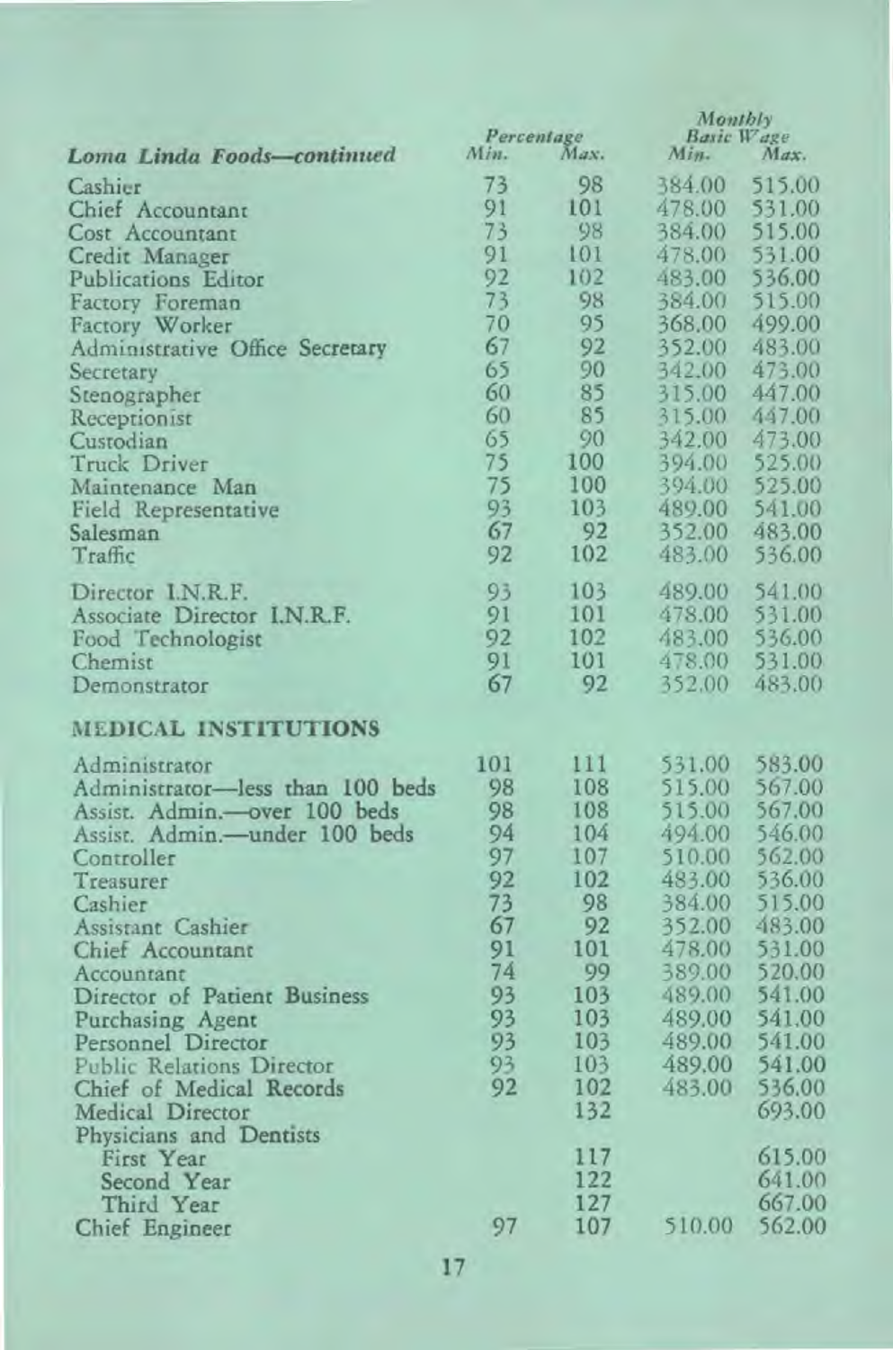| Loma Linda Foods—continued | Percentage Min. | Percentage Max. | Monthly Basic Wage Min. | Monthly Basic Wage Max. |
|---|---|---|---|---|
| Cashier | 73 | 98 | 384.00 | 515.00 |
| Chief Accountant | 91 | 101 | 478.00 | 531.00 |
| Cost Accountant | 73 | 98 | 384.00 | 515.00 |
| Credit Manager | 91 | 101 | 478.00 | 531.00 |
| Publications Editor | 92 | 102 | 483.00 | 536.00 |
| Factory Foreman | 73 | 98 | 384.00 | 515.00 |
| Factory Worker | 70 | 95 | 368.00 | 499.00 |
| Administrative Office Secretary | 67 | 92 | 352.00 | 483.00 |
| Secretary | 65 | 90 | 342.00 | 473.00 |
| Stenographer | 60 | 85 | 315.00 | 447.00 |
| Receptionist | 60 | 85 | 315.00 | 447.00 |
| Custodian | 65 | 90 | 342.00 | 473.00 |
| Truck Driver | 75 | 100 | 394.00 | 525.00 |
| Maintenance Man | 75 | 100 | 394.00 | 525.00 |
| Field Representative | 93 | 103 | 489.00 | 541.00 |
| Salesman | 67 | 92 | 352.00 | 483.00 |
| Traffic | 92 | 102 | 483.00 | 536.00 |
| Director I.N.R.F. | 93 | 103 | 489.00 | 541.00 |
| Associate Director I.N.R.F. | 91 | 101 | 478.00 | 531.00 |
| Food Technologist | 92 | 102 | 483.00 | 536.00 |
| Chemist | 91 | 101 | 478.00 | 531.00 |
| Demonstrator | 67 | 92 | 352.00 | 483.00 |
| **MEDICAL INSTITUTIONS** | | | | |
| Administrator | 101 | 111 | 531.00 | 583.00 |
| Administrator—less than 100 beds | 98 | 108 | 515.00 | 567.00 |
| Assist. Admin.—over 100 beds | 98 | 108 | 515.00 | 567.00 |
| Assist. Admin.—under 100 beds | 94 | 104 | 494.00 | 546.00 |
| Controller | 97 | 107 | 510.00 | 562.00 |
| Treasurer | 92 | 102 | 483.00 | 536.00 |
| Cashier | 73 | 98 | 384.00 | 515.00 |
| Assistant Cashier | 67 | 92 | 352.00 | 483.00 |
| Chief Accountant | 91 | 101 | 478.00 | 531.00 |
| Accountant | 74 | 99 | 389.00 | 520.00 |
| Director of Patient Business | 93 | 103 | 489.00 | 541.00 |
| Purchasing Agent | 93 | 103 | 489.00 | 541.00 |
| Personnel Director | 93 | 103 | 489.00 | 541.00 |
| Public Relations Director | 93 | 103 | 489.00 | 541.00 |
| Chief of Medical Records | 92 | 102 | 483.00 | 536.00 |
| Medical Director | | 132 | | 693.00 |
| Physicians and Dentists | | | | |
| First Year | | 117 | | 615.00 |
| Second Year | | 122 | | 641.00 |
| Third Year | | 127 | | 667.00 |
| Chief Engineer | 97 | 107 | 510.00 | 562.00 |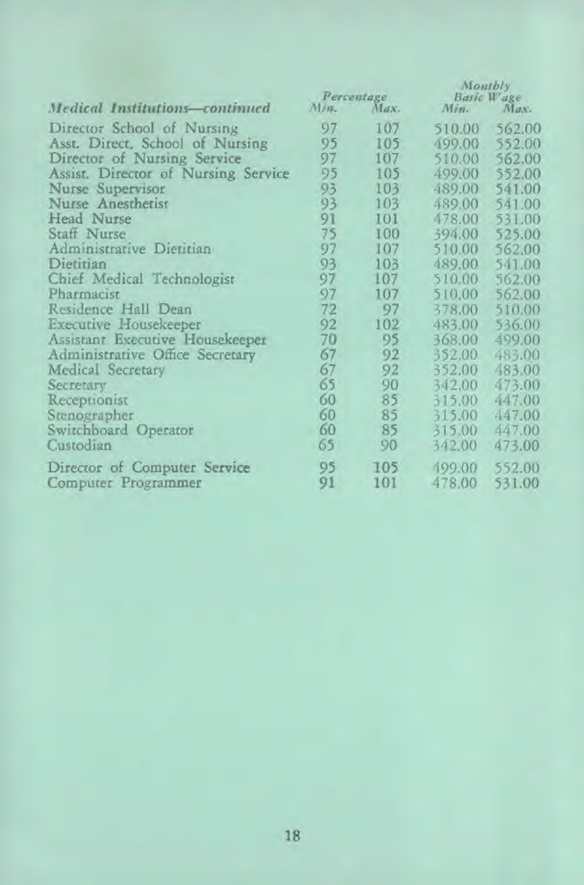| *Medical Institutions—continued* | *Percentage* | | *Monthly Basic Wage* | |
|---|---|---|---|---|
| | *Min.* | *Max.* | *Min.* | *Max.* |
| Director School of Nursing | 97 | 107 | 510.00 | 562.00 |
| Asst. Direct. School of Nursing | 95 | 105 | 499.00 | 552.00 |
| Director of Nursing Service | 97 | 107 | 510.00 | 562.00 |
| Assist. Director of Nursing Service | 95 | 105 | 499.00 | 552.00 |
| Nurse Supervisor | 93 | 103 | 489.00 | 541.00 |
| Nurse Anesthetist | 93 | 103 | 489.00 | 541.00 |
| Head Nurse | 91 | 101 | 478.00 | 531.00 |
| Staff Nurse | 75 | 100 | 394.00 | 525.00 |
| Administrative Dietitian | 97 | 107 | 510.00 | 562.00 |
| Dietitian | 93 | 103 | 489.00 | 541.00 |
| Chief Medical Technologist | 97 | 107 | 510.00 | 562.00 |
| Pharmacist | 97 | 107 | 510.00 | 562.00 |
| Residence Hall Dean | 72 | 97 | 378.00 | 510.00 |
| Executive Housekeeper | 92 | 102 | 483.00 | 536.00 |
| Assistant Executive Housekeeper | 70 | 95 | 368.00 | 499.00 |
| Administrative Office Secretary | 67 | 92 | 352.00 | 483.00 |
| Medical Secretary | 67 | 92 | 352.00 | 483.00 |
| Secretary | 65 | 90 | 342.00 | 473.00 |
| Receptionist | 60 | 85 | 315.00 | 447.00 |
| Stenographer | 60 | 85 | 315.00 | 447.00 |
| Switchboard Operator | 60 | 85 | 315.00 | 447.00 |
| Custodian | 65 | 90 | 342.00 | 473.00 |
| Director of Computer Service | 95 | 105 | 499.00 | 552.00 |
| Computer Programmer | 91 | 101 | 478.00 | 531.00 |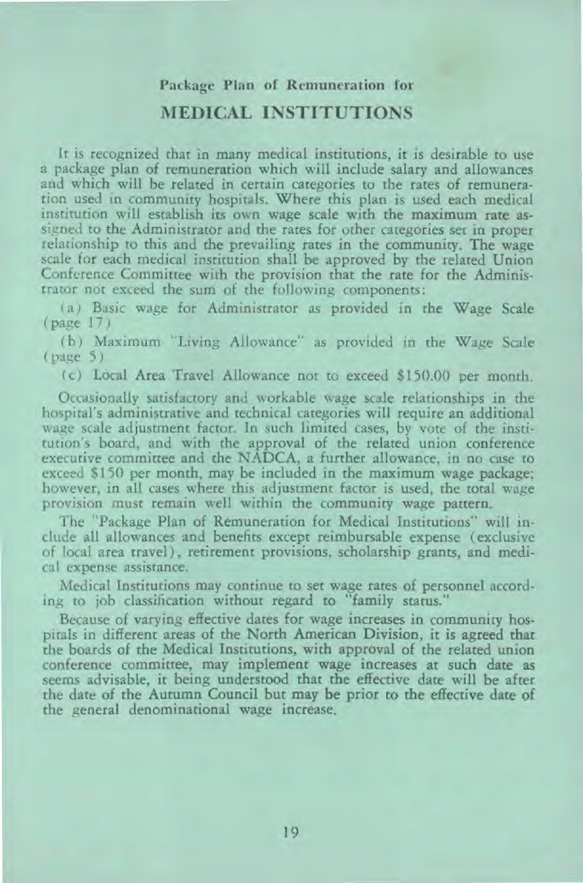Package Plan of Remuneration for

## MEDICAL INSTITUTIONS

It is recognized that in many medical institutions, it is desirable to use a package plan of remuneration which will include salary and allowances and which will be related in certain categories to the rates of remuneration used in community hospitals. Where this plan is used each medical institution will establish its own wage scale with the maximum rate assigned to the Administrator and the rates for other categories set in proper relationship to this and the prevailing rates in the community. The wage scale for each medical institution shall be approved by the related Union Conference Committee with the provision that the rate for the Administrator not exceed the sum of the following components:

(a) Basic wage for Administrator as provided in the Wage Scale (page 17)

(b) Maximum "Living Allowance" as provided in the Wage Scale (page 5)

(c) Local Area Travel Allowance not to exceed $150.00 per month.

Occasionally satisfactory and workable wage scale relationships in the hospital's administrative and technical categories will require an additional wage scale adjustment factor. In such limited cases, by vote of the institution's board, and with the approval of the related union conference executive committee and the NADCA, a further allowance, in no case to exceed $150 per month, may be included in the maximum wage package; however, in all cases where this adjustment factor is used, the total wage provision must remain well within the community wage pattern.

The "Package Plan of Remuneration for Medical Institutions" will include all allowances and benefits except reimbursable expense (exclusive of local area travel), retirement provisions, scholarship grants, and medical expense assistance.

Medical Institutions may continue to set wage rates of personnel according to job classification without regard to "family status."

Because of varying effective dates for wage increases in community hospitals in different areas of the North American Division, it is agreed that the boards of the Medical Institutions, with approval of the related union conference committee, may implement wage increases at such date as seems advisable, it being understood that the effective date will be after the date of the Autumn Council but may be prior to the effective date of the general denominational wage increase.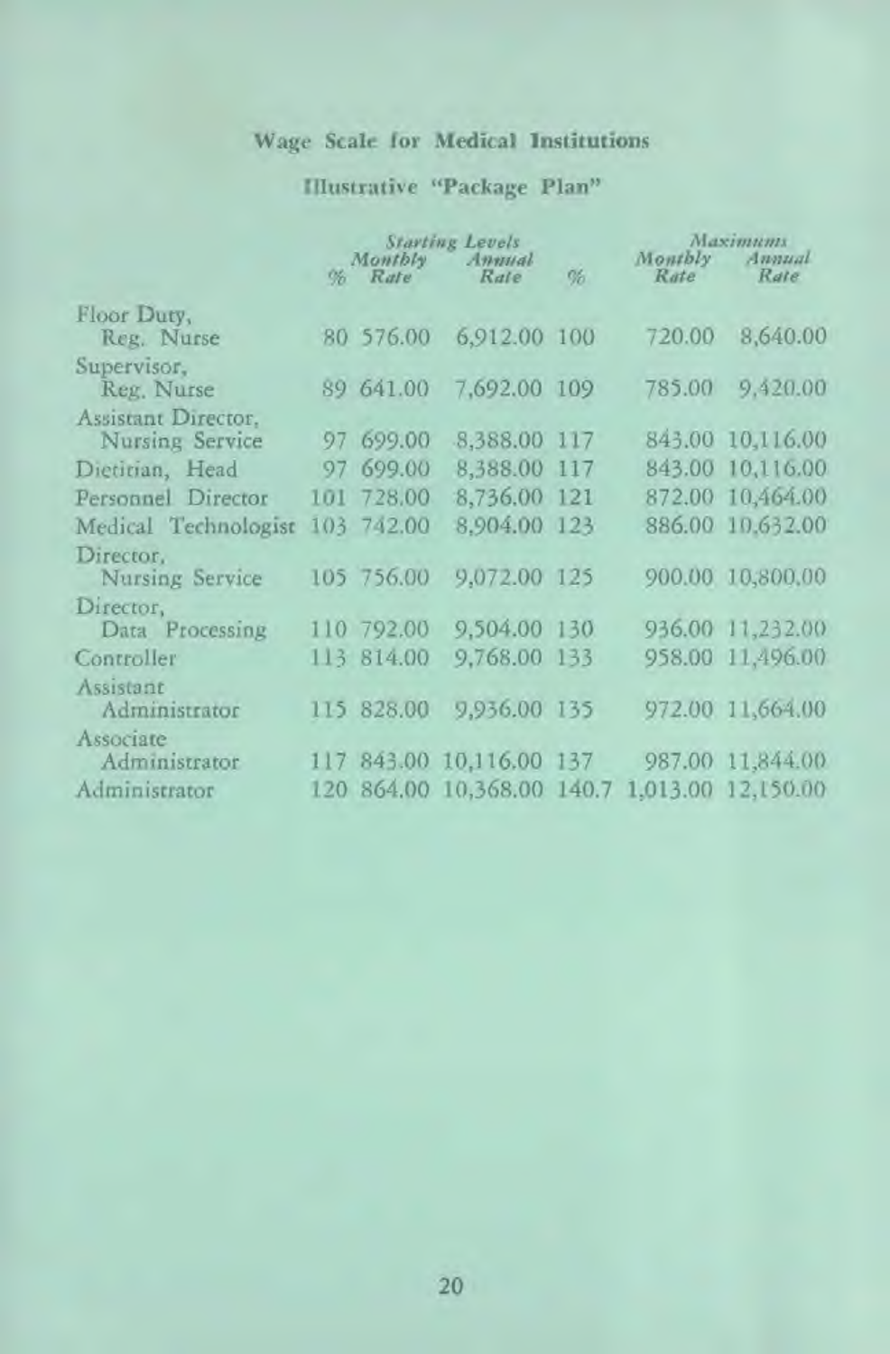**Wage Scale for Medical Institutions**

**Illustrative "Package Plan"**

| | Starting Levels | | | Maximums | | |
|---|---|---|---|---|---|---|
| | % | Monthly Rate | Annual Rate | % | Monthly Rate | Annual Rate |
| Floor Duty, Reg. Nurse | 80 | 576.00 | 6,912.00 | 100 | 720.00 | 8,640.00 |
| Supervisor, Reg. Nurse | 89 | 641.00 | 7,692.00 | 109 | 785.00 | 9,420.00 |
| Assistant Director, Nursing Service | 97 | 699.00 | 8,388.00 | 117 | 843.00 | 10,116.00 |
| Dietitian, Head | 97 | 699.00 | 8,388.00 | 117 | 843.00 | 10,116.00 |
| Personnel Director | 101 | 728.00 | 8,736.00 | 121 | 872.00 | 10,464.00 |
| Medical Technologist | 103 | 742.00 | 8,904.00 | 123 | 886.00 | 10,632.00 |
| Director, Nursing Service | 105 | 756.00 | 9,072.00 | 125 | 900.00 | 10,800.00 |
| Director, Data Processing | 110 | 792.00 | 9,504.00 | 130 | 936.00 | 11,232.00 |
| Controller | 113 | 814.00 | 9,768.00 | 133 | 958.00 | 11,496.00 |
| Assistant Administrator | 115 | 828.00 | 9,936.00 | 135 | 972.00 | 11,664.00 |
| Associate Administrator | 117 | 843.00 | 10,116.00 | 137 | 987.00 | 11,844.00 |
| Administrator | 120 | 864.00 | 10,368.00 | 140.7 | 1,013.00 | 12,150.00 |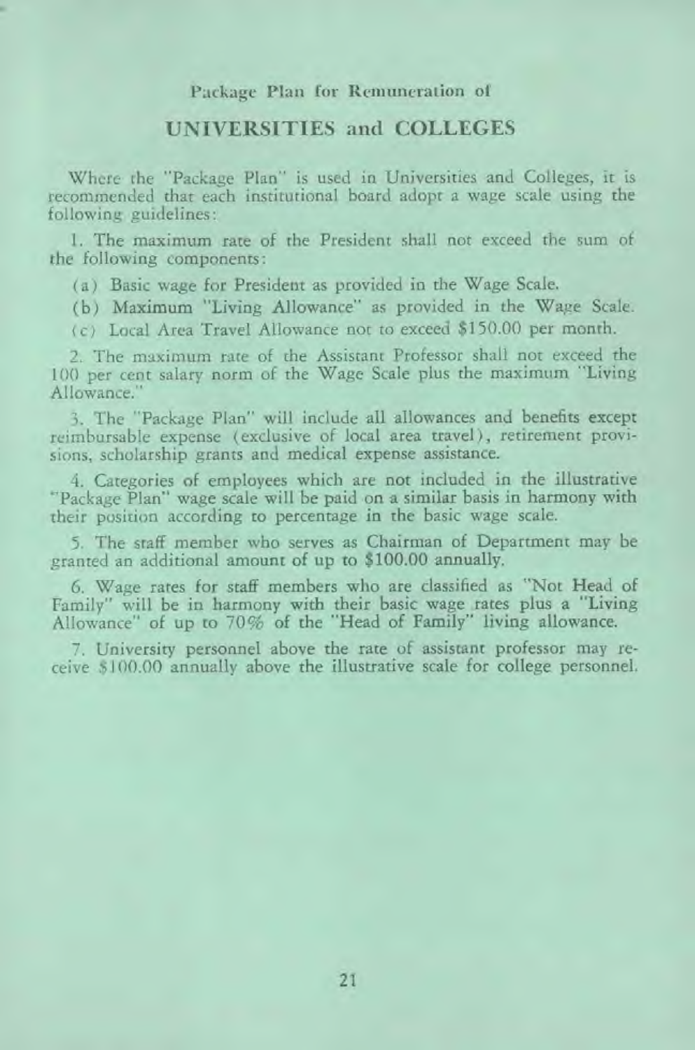Package Plan for Remuneration of

## UNIVERSITIES and COLLEGES

Where the "Package Plan" is used in Universities and Colleges, it is recommended that each institutional board adopt a wage scale using the following guidelines:

1. The maximum rate of the President shall not exceed the sum of the following components:

   (a) Basic wage for President as provided in the Wage Scale.

   (b) Maximum "Living Allowance" as provided in the Wage Scale.

   (c) Local Area Travel Allowance not to exceed $150.00 per month.

2. The maximum rate of the Assistant Professor shall not exceed the 100 per cent salary norm of the Wage Scale plus the maximum "Living Allowance."

3. The "Package Plan" will include all allowances and benefits except reimbursable expense (exclusive of local area travel), retirement provisions, scholarship grants and medical expense assistance.

4. Categories of employees which are not included in the illustrative "Package Plan" wage scale will be paid on a similar basis in harmony with their position according to percentage in the basic wage scale.

5. The staff member who serves as Chairman of Department may be granted an additional amount of up to $100.00 annually.

6. Wage rates for staff members who are classified as "Not Head of Family" will be in harmony with their basic wage rates plus a "Living Allowance" of up to 70% of the "Head of Family" living allowance.

7. University personnel above the rate of assistant professor may receive $100.00 annually above the illustrative scale for college personnel.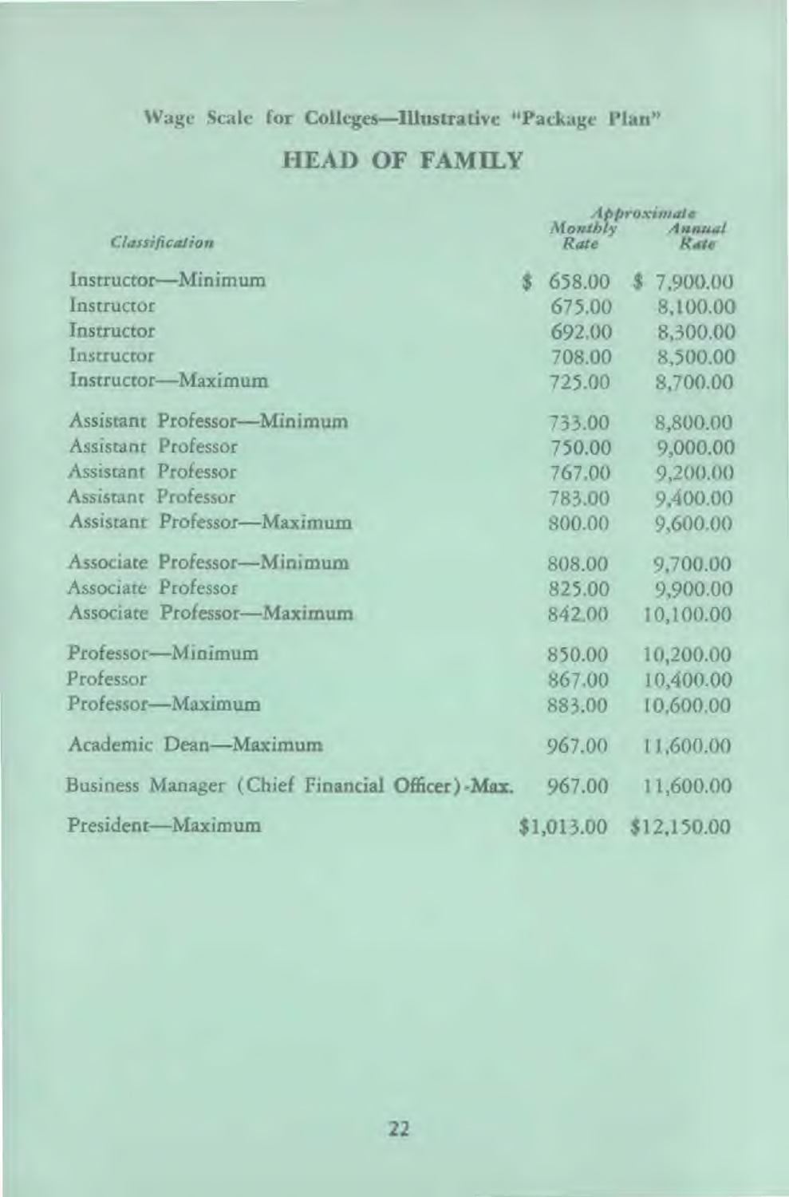Wage Scale for Colleges—Illustrative "Package Plan"

## HEAD OF FAMILY

| *Classification* | *Approximate* *Monthly Rate* | *Approximate* *Annual Rate* |
|---|---|---|
| Instructor—Minimum | $ 658.00 | $ 7,900.00 |
| Instructor | 675.00 | 8,100.00 |
| Instructor | 692.00 | 8,300.00 |
| Instructor | 708.00 | 8,500.00 |
| Instructor—Maximum | 725.00 | 8,700.00 |
| Assistant Professor—Minimum | 733.00 | 8,800.00 |
| Assistant Professor | 750.00 | 9,000.00 |
| Assistant Professor | 767.00 | 9,200.00 |
| Assistant Professor | 783.00 | 9,400.00 |
| Assistant Professor—Maximum | 800.00 | 9,600.00 |
| Associate Professor—Minimum | 808.00 | 9,700.00 |
| Associate Professor | 825.00 | 9,900.00 |
| Associate Professor—Maximum | 842.00 | 10,100.00 |
| Professor—Minimum | 850.00 | 10,200.00 |
| Professor | 867.00 | 10,400.00 |
| Professor—Maximum | 883.00 | 10,600.00 |
| Academic Dean—Maximum | 967.00 | 11,600.00 |
| Business Manager (Chief Financial Officer)-Max. | 967.00 | 11,600.00 |
| President—Maximum | $1,013.00 | $12,150.00 |